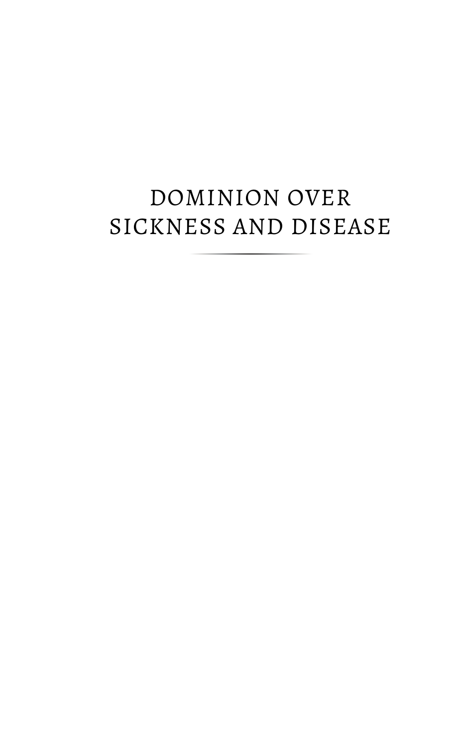# DOMINION OVER SICKNESS AND DISEASE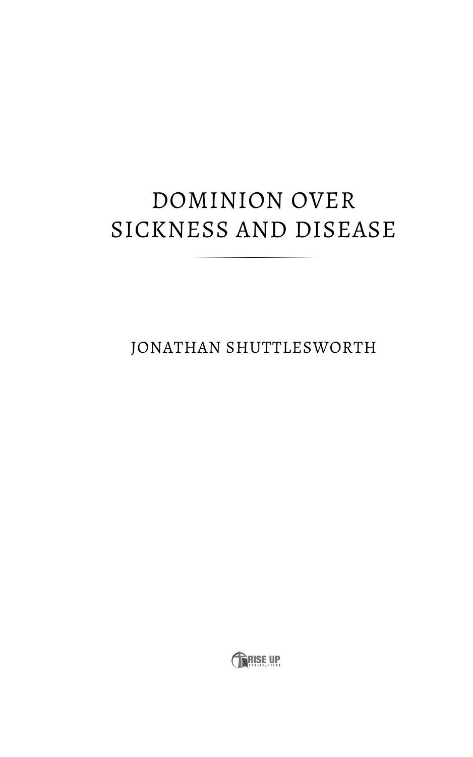# DOMINION OVER SICKNESS AND DISEASE

JONATHAN SHUTTLESWORTH

RISE UP PUBLICATIONS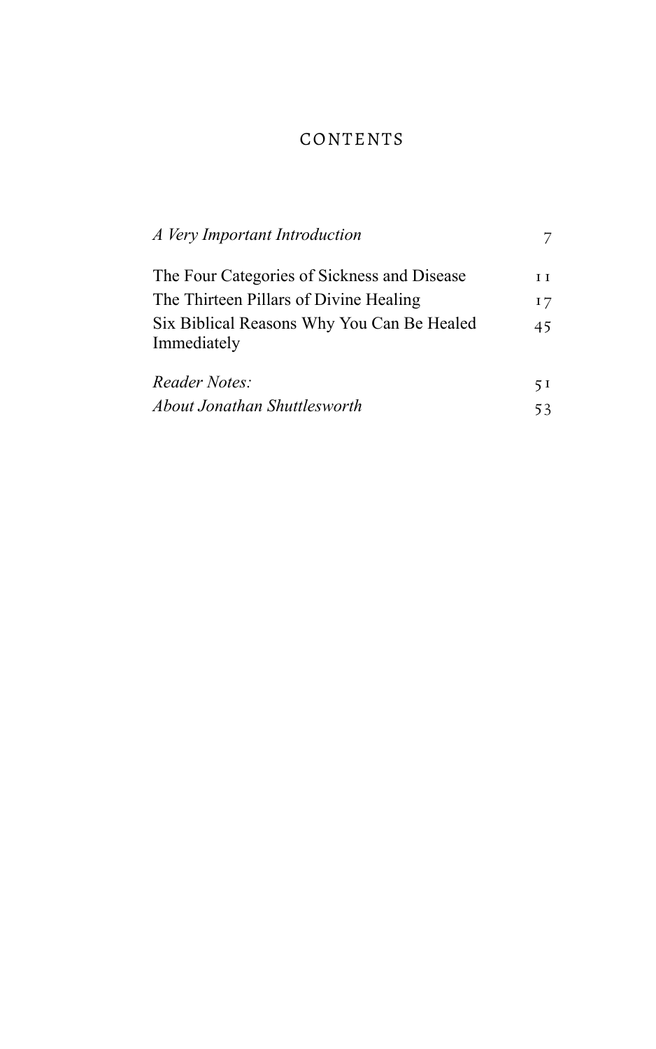# CONTENTS

| | |
|---|---|
| *A Very Important Introduction* | 7 |
| The Four Categories of Sickness and Disease | 11 |
| The Thirteen Pillars of Divine Healing | 17 |
| Six Biblical Reasons Why You Can Be Healed Immediately | 45 |
| *Reader Notes:* | 51 |
| *About Jonathan Shuttlesworth* | 53 |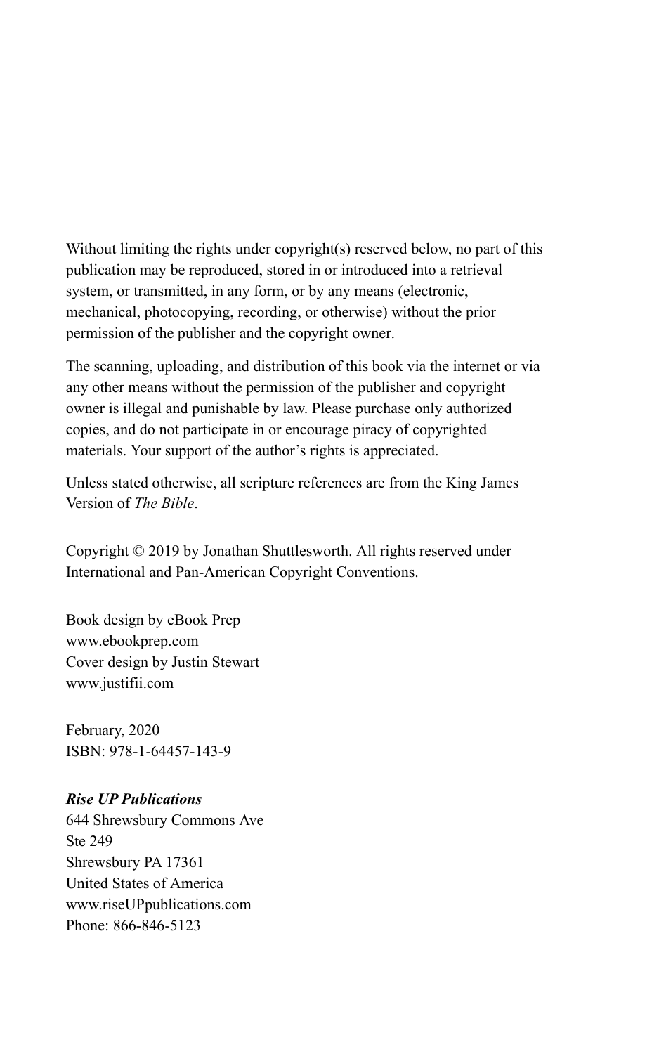Without limiting the rights under copyright(s) reserved below, no part of this publication may be reproduced, stored in or introduced into a retrieval system, or transmitted, in any form, or by any means (electronic, mechanical, photocopying, recording, or otherwise) without the prior permission of the publisher and the copyright owner.

The scanning, uploading, and distribution of this book via the internet or via any other means without the permission of the publisher and copyright owner is illegal and punishable by law. Please purchase only authorized copies, and do not participate in or encourage piracy of copyrighted materials. Your support of the author's rights is appreciated.

Unless stated otherwise, all scripture references are from the King James Version of *The Bible*.

Copyright © 2019 by Jonathan Shuttlesworth. All rights reserved under International and Pan-American Copyright Conventions.

Book design by eBook Prep
www.ebookprep.com
Cover design by Justin Stewart
www.justifii.com

February, 2020
ISBN: 978-1-64457-143-9

***Rise UP Publications***
644 Shrewsbury Commons Ave
Ste 249
Shrewsbury PA 17361
United States of America
www.riseUPpublications.com
Phone: 866-846-5123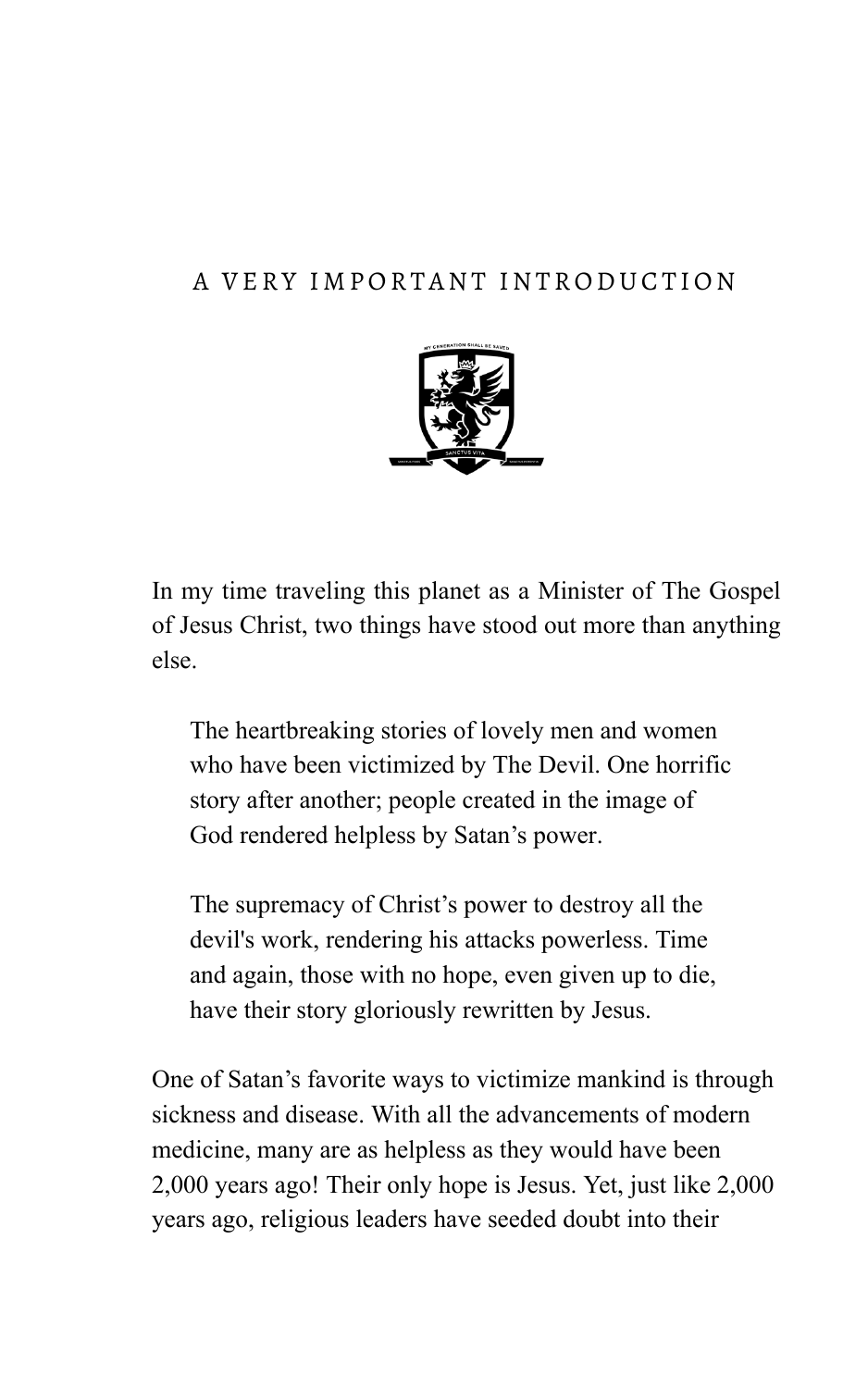# A VERY IMPORTANT INTRODUCTION

In my time traveling this planet as a Minister of The Gospel of Jesus Christ, two things have stood out more than anything else.

> The heartbreaking stories of lovely men and women who have been victimized by The Devil. One horrific story after another; people created in the image of God rendered helpless by Satan's power.
>
> The supremacy of Christ's power to destroy all the devil's work, rendering his attacks powerless. Time and again, those with no hope, even given up to die, have their story gloriously rewritten by Jesus.

One of Satan's favorite ways to victimize mankind is through sickness and disease. With all the advancements of modern medicine, many are as helpless as they would have been 2,000 years ago! Their only hope is Jesus. Yet, just like 2,000 years ago, religious leaders have seeded doubt into their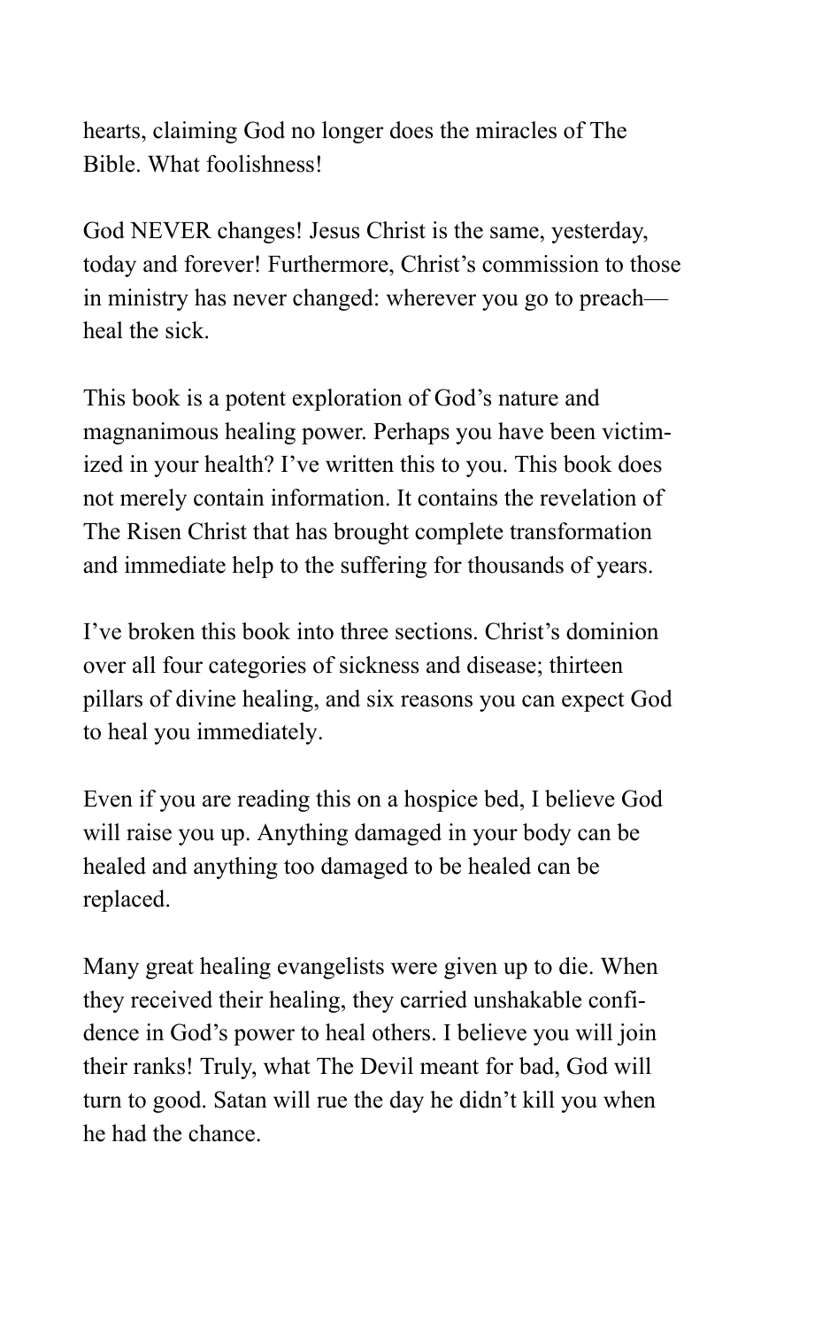hearts, claiming God no longer does the miracles of The Bible. What foolishness!

God NEVER changes! Jesus Christ is the same, yesterday, today and forever! Furthermore, Christ's commission to those in ministry has never changed: wherever you go to preach—heal the sick.

This book is a potent exploration of God's nature and magnanimous healing power. Perhaps you have been victimized in your health? I've written this to you. This book does not merely contain information. It contains the revelation of The Risen Christ that has brought complete transformation and immediate help to the suffering for thousands of years.

I've broken this book into three sections. Christ's dominion over all four categories of sickness and disease; thirteen pillars of divine healing, and six reasons you can expect God to heal you immediately.

Even if you are reading this on a hospice bed, I believe God will raise you up. Anything damaged in your body can be healed and anything too damaged to be healed can be replaced.

Many great healing evangelists were given up to die. When they received their healing, they carried unshakable confidence in God's power to heal others. I believe you will join their ranks! Truly, what The Devil meant for bad, God will turn to good. Satan will rue the day he didn't kill you when he had the chance.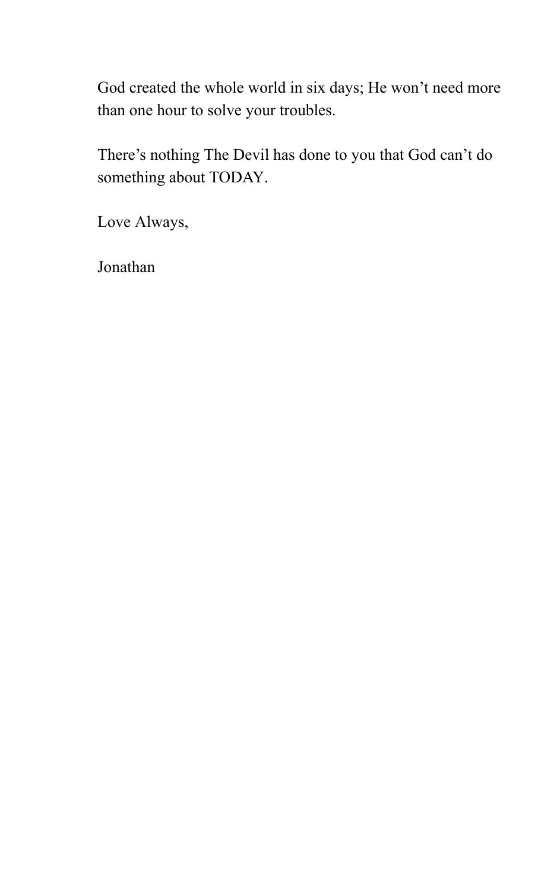God created the whole world in six days; He won’t need more than one hour to solve your troubles.

There’s nothing The Devil has done to you that God can’t do something about TODAY.

Love Always,

Jonathan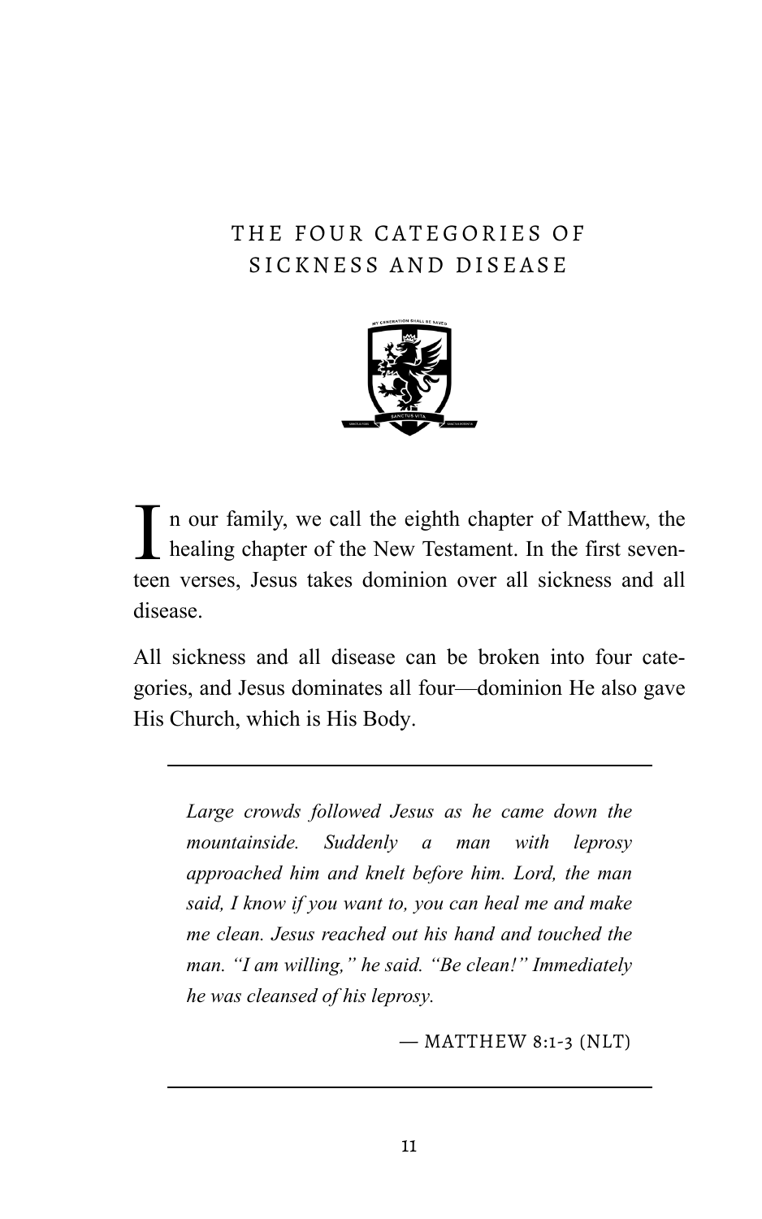# THE FOUR CATEGORIES OF SICKNESS AND DISEASE

In our family, we call the eighth chapter of Matthew, the healing chapter of the New Testament. In the first seventeen verses, Jesus takes dominion over all sickness and all disease.

All sickness and all disease can be broken into four categories, and Jesus dominates all four—dominion He also gave His Church, which is His Body.

---

> *Large crowds followed Jesus as he came down the mountainside. Suddenly a man with leprosy approached him and knelt before him. Lord, the man said, I know if you want to, you can heal me and make me clean. Jesus reached out his hand and touched the man. "I am willing," he said. "Be clean!" Immediately he was cleansed of his leprosy.*
>
> — MATTHEW 8:1-3 (NLT)

---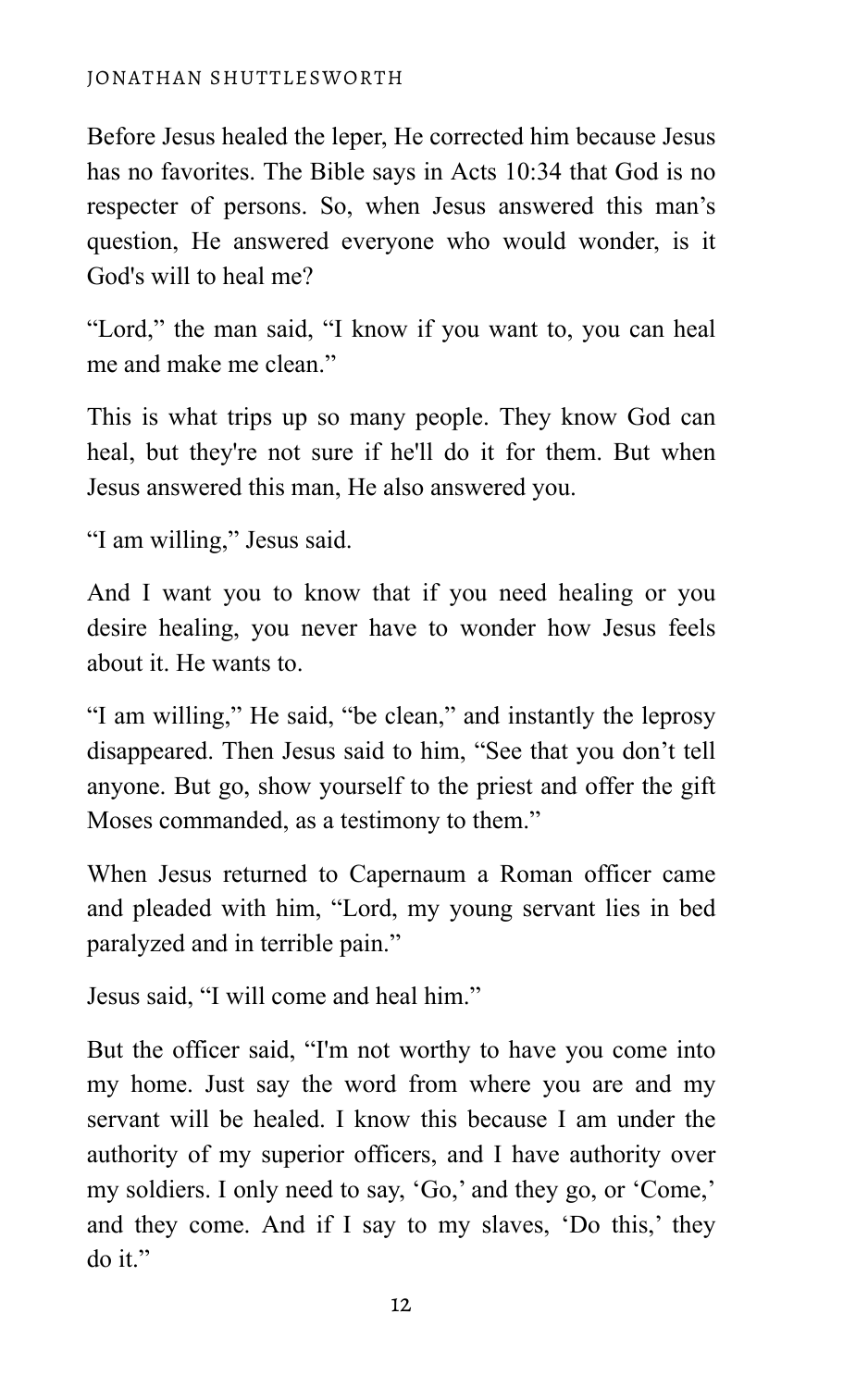Before Jesus healed the leper, He corrected him because Jesus has no favorites. The Bible says in Acts 10:34 that God is no respecter of persons. So, when Jesus answered this man's question, He answered everyone who would wonder, is it God's will to heal me?

"Lord," the man said, "I know if you want to, you can heal me and make me clean."

This is what trips up so many people. They know God can heal, but they're not sure if he'll do it for them. But when Jesus answered this man, He also answered you.

"I am willing," Jesus said.

And I want you to know that if you need healing or you desire healing, you never have to wonder how Jesus feels about it. He wants to.

"I am willing," He said, "be clean," and instantly the leprosy disappeared. Then Jesus said to him, "See that you don't tell anyone. But go, show yourself to the priest and offer the gift Moses commanded, as a testimony to them."

When Jesus returned to Capernaum a Roman officer came and pleaded with him, "Lord, my young servant lies in bed paralyzed and in terrible pain."

Jesus said, "I will come and heal him."

But the officer said, "I'm not worthy to have you come into my home. Just say the word from where you are and my servant will be healed. I know this because I am under the authority of my superior officers, and I have authority over my soldiers. I only need to say, 'Go,' and they go, or 'Come,' and they come. And if I say to my slaves, 'Do this,' they do it."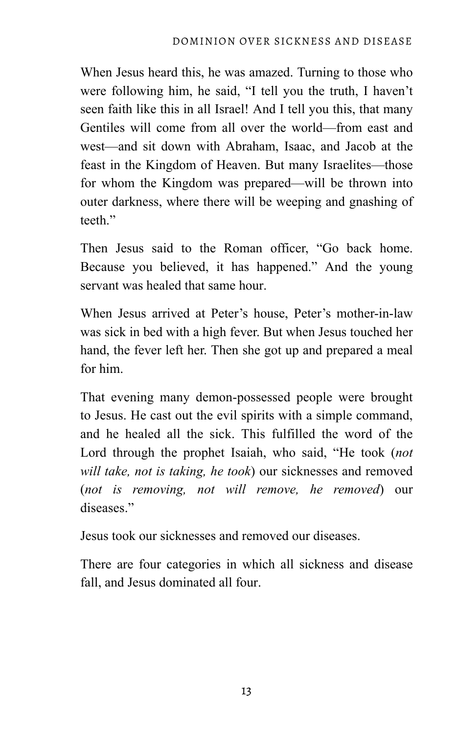When Jesus heard this, he was amazed. Turning to those who were following him, he said, “I tell you the truth, I haven’t seen faith like this in all Israel! And I tell you this, that many Gentiles will come from all over the world—from east and west—and sit down with Abraham, Isaac, and Jacob at the feast in the Kingdom of Heaven. But many Israelites—those for whom the Kingdom was prepared—will be thrown into outer darkness, where there will be weeping and gnashing of teeth.”

Then Jesus said to the Roman officer, “Go back home. Because you believed, it has happened.” And the young servant was healed that same hour.

When Jesus arrived at Peter’s house, Peter’s mother-in-law was sick in bed with a high fever. But when Jesus touched her hand, the fever left her. Then she got up and prepared a meal for him.

That evening many demon-possessed people were brought to Jesus. He cast out the evil spirits with a simple command, and he healed all the sick. This fulfilled the word of the Lord through the prophet Isaiah, who said, “He took (*not will take, not is taking, he took*) our sicknesses and removed (*not is removing, not will remove, he removed*) our diseases.”

Jesus took our sicknesses and removed our diseases.

There are four categories in which all sickness and disease fall, and Jesus dominated all four.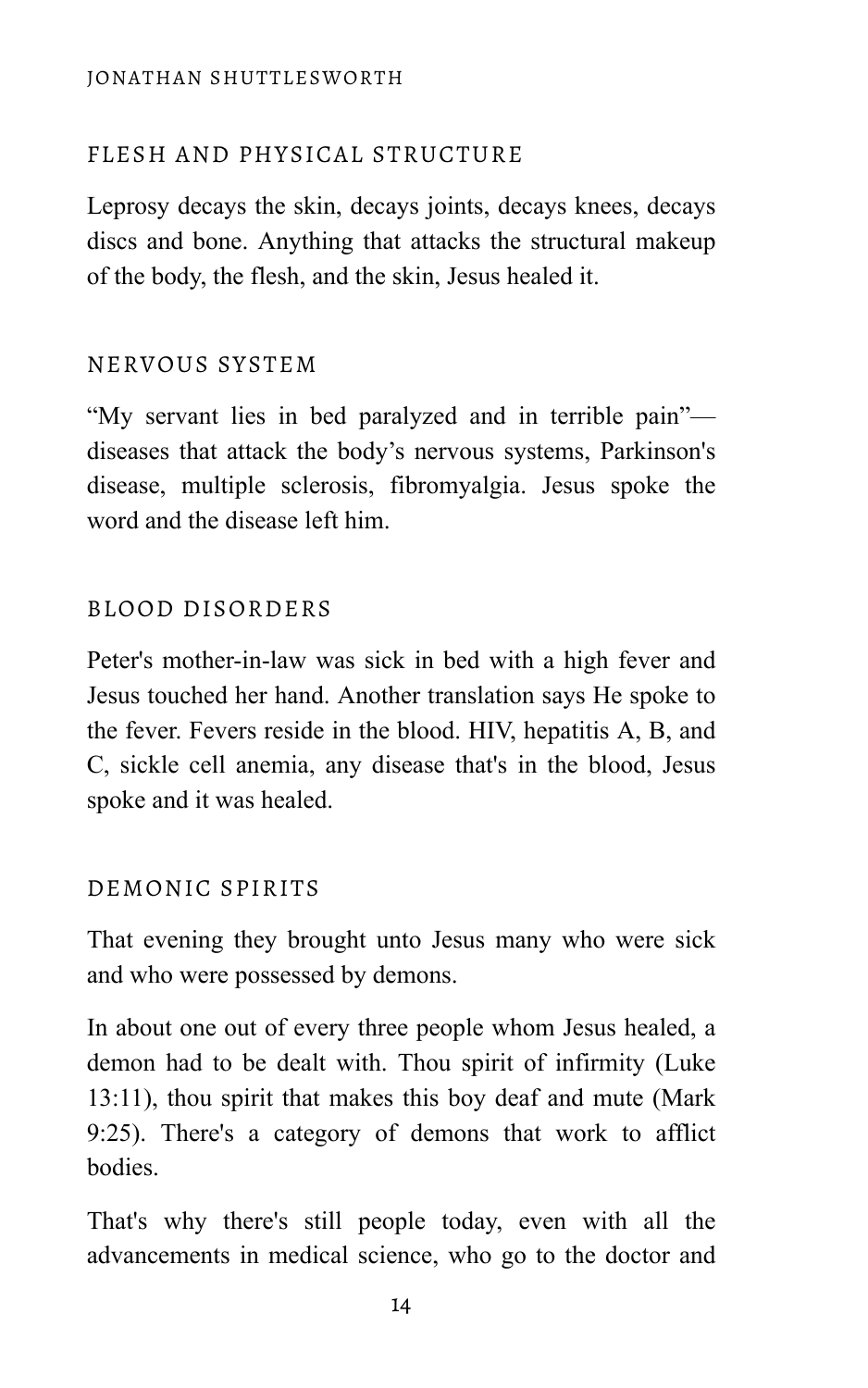## FLESH AND PHYSICAL STRUCTURE

Leprosy decays the skin, decays joints, decays knees, decays discs and bone. Anything that attacks the structural makeup of the body, the flesh, and the skin, Jesus healed it.

## NERVOUS SYSTEM

"My servant lies in bed paralyzed and in terrible pain"—diseases that attack the body's nervous systems, Parkinson's disease, multiple sclerosis, fibromyalgia. Jesus spoke the word and the disease left him.

## BLOOD DISORDERS

Peter's mother-in-law was sick in bed with a high fever and Jesus touched her hand. Another translation says He spoke to the fever. Fevers reside in the blood. HIV, hepatitis A, B, and C, sickle cell anemia, any disease that's in the blood, Jesus spoke and it was healed.

## DEMONIC SPIRITS

That evening they brought unto Jesus many who were sick and who were possessed by demons.

In about one out of every three people whom Jesus healed, a demon had to be dealt with. Thou spirit of infirmity (Luke 13:11), thou spirit that makes this boy deaf and mute (Mark 9:25). There's a category of demons that work to afflict bodies.

That's why there's still people today, even with all the advancements in medical science, who go to the doctor and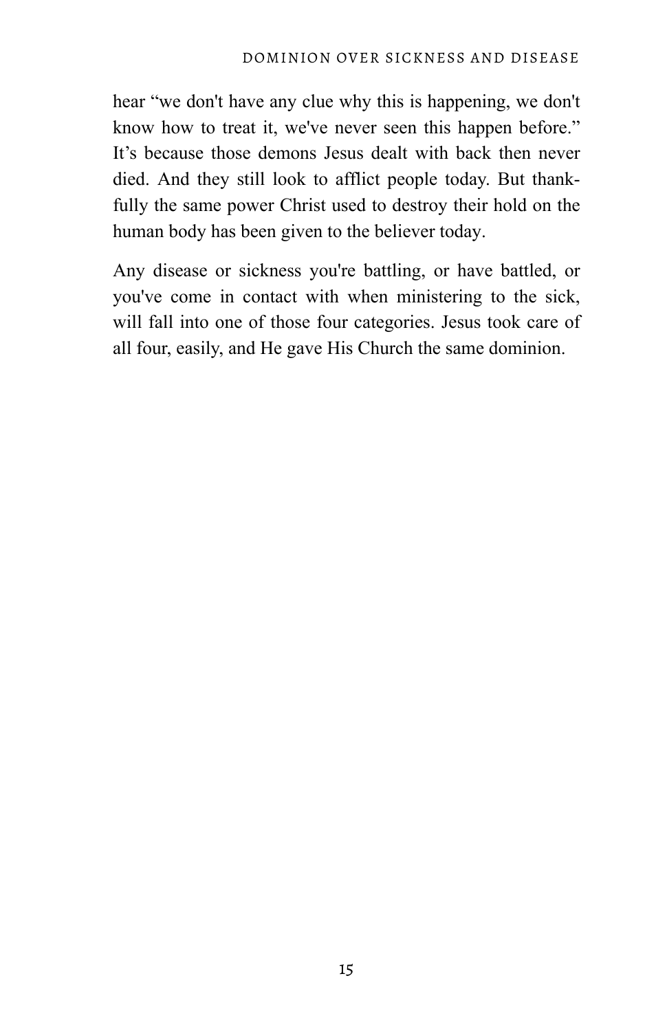hear "we don't have any clue why this is happening, we don't know how to treat it, we've never seen this happen before." It's because those demons Jesus dealt with back then never died. And they still look to afflict people today. But thankfully the same power Christ used to destroy their hold on the human body has been given to the believer today.

Any disease or sickness you're battling, or have battled, or you've come in contact with when ministering to the sick, will fall into one of those four categories. Jesus took care of all four, easily, and He gave His Church the same dominion.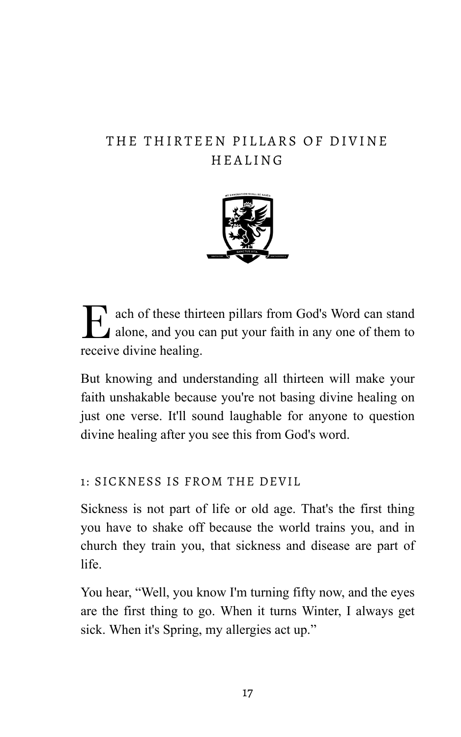# THE THIRTEEN PILLARS OF DIVINE HEALING

Each of these thirteen pillars from God's Word can stand alone, and you can put your faith in any one of them to receive divine healing.

But knowing and understanding all thirteen will make your faith unshakable because you're not basing divine healing on just one verse. It'll sound laughable for anyone to question divine healing after you see this from God's word.

## 1: SICKNESS IS FROM THE DEVIL

Sickness is not part of life or old age. That's the first thing you have to shake off because the world trains you, and in church they train you, that sickness and disease are part of life.

You hear, "Well, you know I'm turning fifty now, and the eyes are the first thing to go. When it turns Winter, I always get sick. When it's Spring, my allergies act up."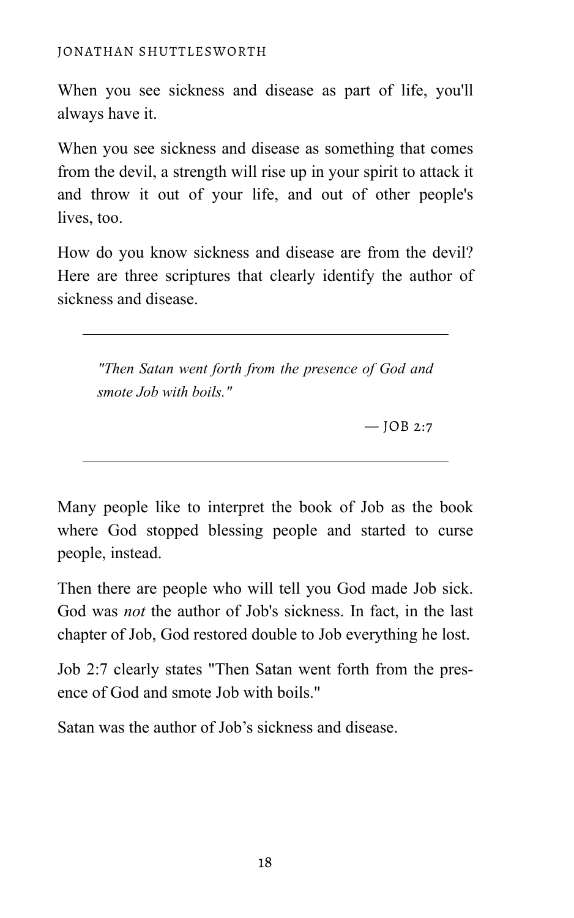When you see sickness and disease as part of life, you'll always have it.

When you see sickness and disease as something that comes from the devil, a strength will rise up in your spirit to attack it and throw it out of your life, and out of other people's lives, too.

How do you know sickness and disease are from the devil? Here are three scriptures that clearly identify the author of sickness and disease.

---

> *"Then Satan went forth from the presence of God and smote Job with boils."*
>
> — JOB 2:7

---

Many people like to interpret the book of Job as the book where God stopped blessing people and started to curse people, instead.

Then there are people who will tell you God made Job sick. God was *not* the author of Job's sickness. In fact, in the last chapter of Job, God restored double to Job everything he lost.

Job 2:7 clearly states "Then Satan went forth from the presence of God and smote Job with boils."

Satan was the author of Job's sickness and disease.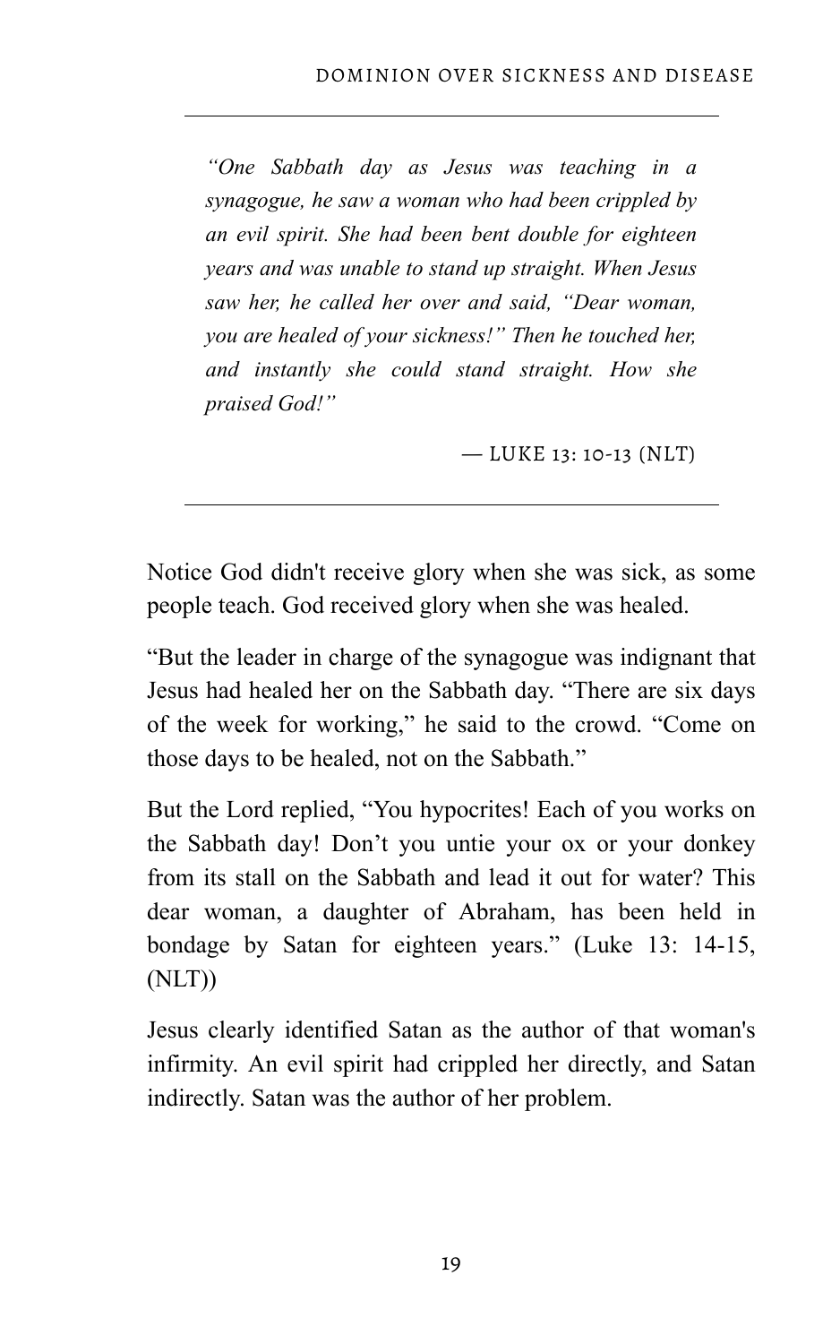---

*"One Sabbath day as Jesus was teaching in a synagogue, he saw a woman who had been crippled by an evil spirit. She had been bent double for eighteen years and was unable to stand up straight. When Jesus saw her, he called her over and said, "Dear woman, you are healed of your sickness!" Then he touched her, and instantly she could stand straight. How she praised God!"*

— LUKE 13: 10-13 (NLT)

---

Notice God didn't receive glory when she was sick, as some people teach. God received glory when she was healed.

"But the leader in charge of the synagogue was indignant that Jesus had healed her on the Sabbath day. "There are six days of the week for working," he said to the crowd. "Come on those days to be healed, not on the Sabbath."

But the Lord replied, "You hypocrites! Each of you works on the Sabbath day! Don't you untie your ox or your donkey from its stall on the Sabbath and lead it out for water? This dear woman, a daughter of Abraham, has been held in bondage by Satan for eighteen years." (Luke 13: 14-15, (NLT))

Jesus clearly identified Satan as the author of that woman's infirmity. An evil spirit had crippled her directly, and Satan indirectly. Satan was the author of her problem.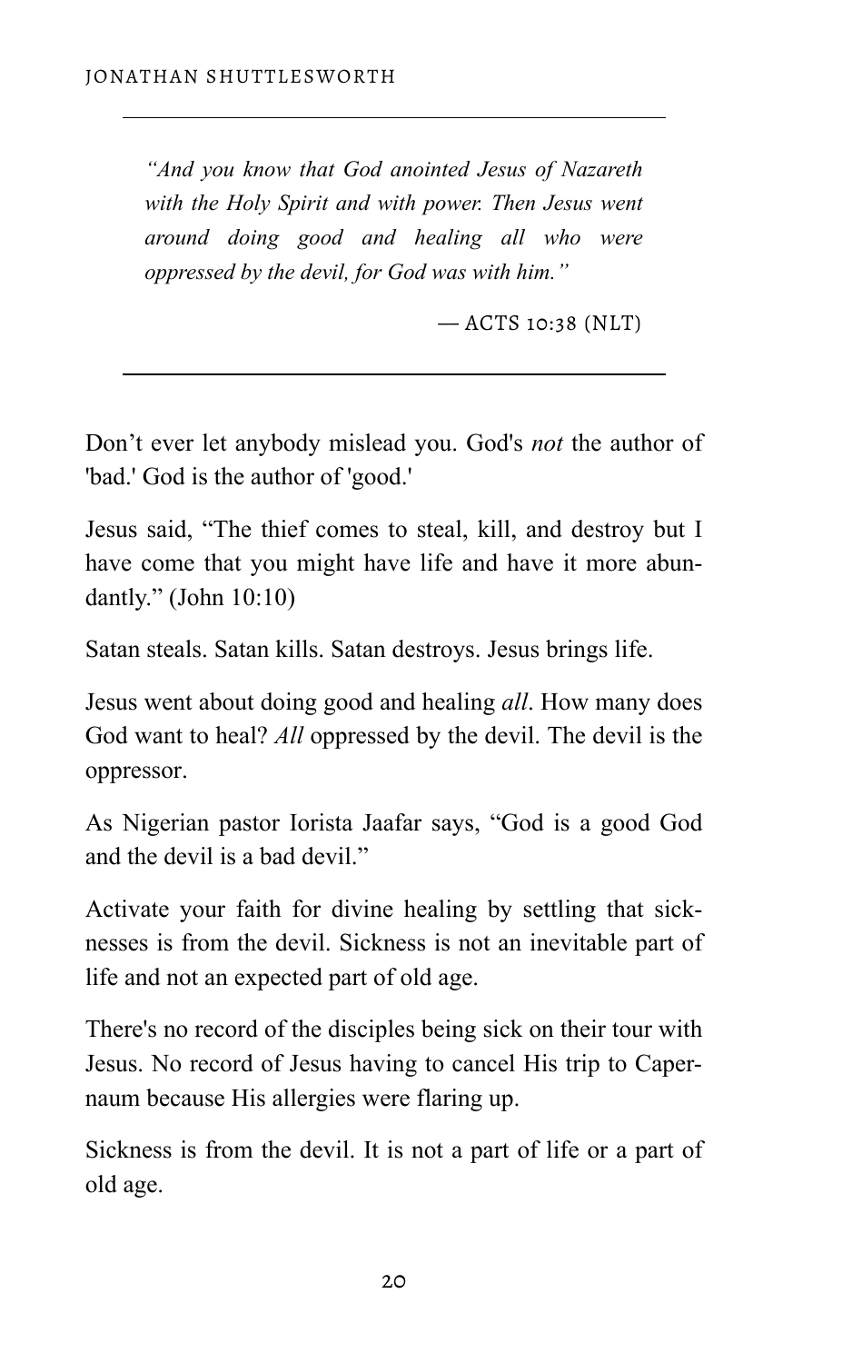---

*"And you know that God anointed Jesus of Nazareth with the Holy Spirit and with power. Then Jesus went around doing good and healing all who were oppressed by the devil, for God was with him."*

— ACTS 10:38 (NLT)

---

Don't ever let anybody mislead you. God's *not* the author of 'bad.' God is the author of 'good.'

Jesus said, "The thief comes to steal, kill, and destroy but I have come that you might have life and have it more abundantly." (John 10:10)

Satan steals. Satan kills. Satan destroys. Jesus brings life.

Jesus went about doing good and healing *all*. How many does God want to heal? *All* oppressed by the devil. The devil is the oppressor.

As Nigerian pastor Iorista Jaafar says, "God is a good God and the devil is a bad devil."

Activate your faith for divine healing by settling that sicknesses is from the devil. Sickness is not an inevitable part of life and not an expected part of old age.

There's no record of the disciples being sick on their tour with Jesus. No record of Jesus having to cancel His trip to Capernaum because His allergies were flaring up.

Sickness is from the devil. It is not a part of life or a part of old age.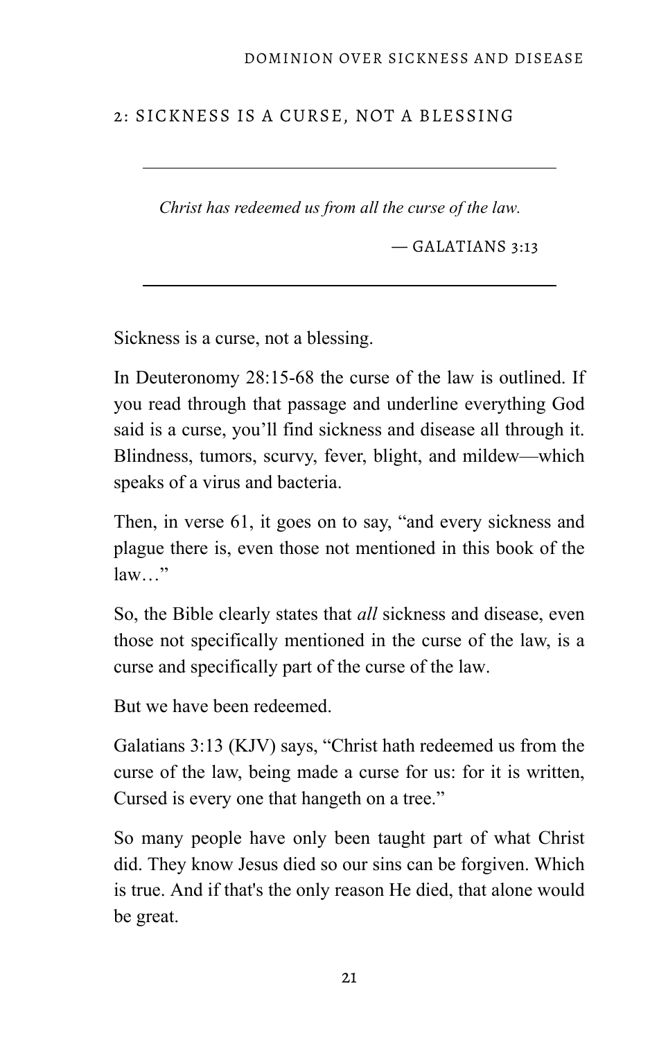## 2: SICKNESS IS A CURSE, NOT A BLESSING

> *Christ has redeemed us from all the curse of the law.*
>
> — GALATIANS 3:13

Sickness is a curse, not a blessing.

In Deuteronomy 28:15-68 the curse of the law is outlined. If you read through that passage and underline everything God said is a curse, you'll find sickness and disease all through it. Blindness, tumors, scurvy, fever, blight, and mildew—which speaks of a virus and bacteria.

Then, in verse 61, it goes on to say, "and every sickness and plague there is, even those not mentioned in this book of the law…"

So, the Bible clearly states that *all* sickness and disease, even those not specifically mentioned in the curse of the law, is a curse and specifically part of the curse of the law.

But we have been redeemed.

Galatians 3:13 (KJV) says, "Christ hath redeemed us from the curse of the law, being made a curse for us: for it is written, Cursed is every one that hangeth on a tree."

So many people have only been taught part of what Christ did. They know Jesus died so our sins can be forgiven. Which is true. And if that's the only reason He died, that alone would be great.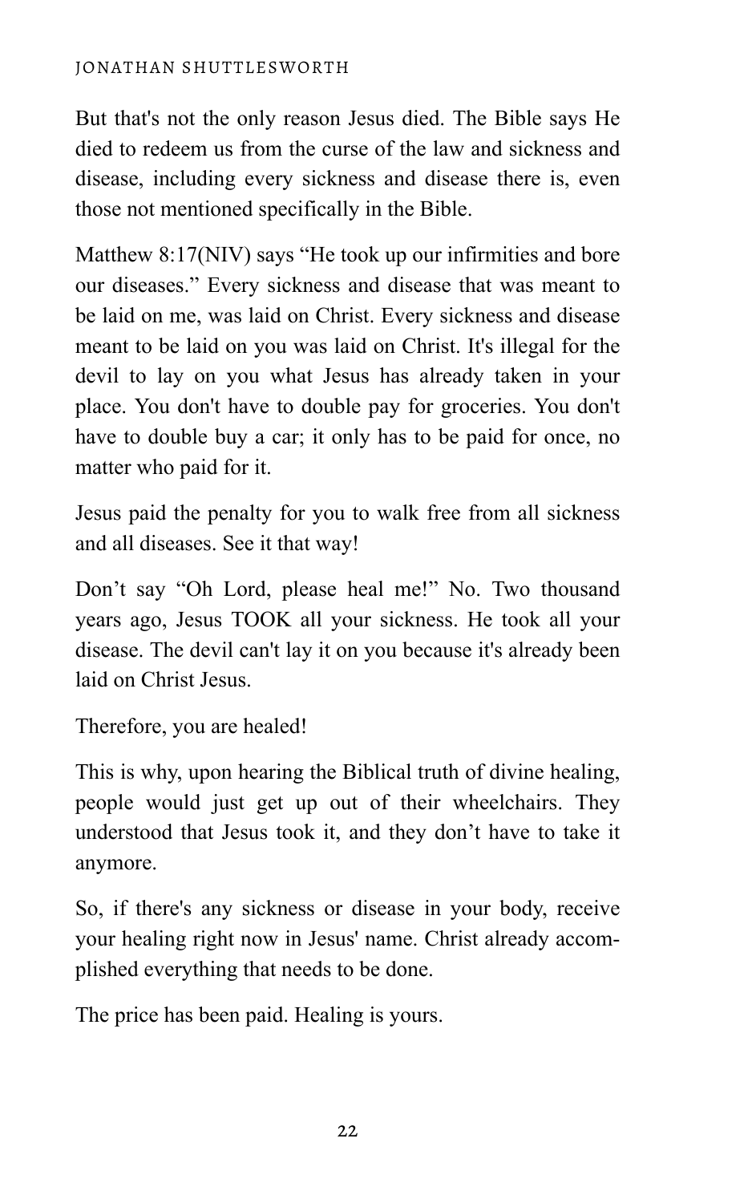But that's not the only reason Jesus died. The Bible says He died to redeem us from the curse of the law and sickness and disease, including every sickness and disease there is, even those not mentioned specifically in the Bible.

Matthew 8:17(NIV) says "He took up our infirmities and bore our diseases." Every sickness and disease that was meant to be laid on me, was laid on Christ. Every sickness and disease meant to be laid on you was laid on Christ. It's illegal for the devil to lay on you what Jesus has already taken in your place. You don't have to double pay for groceries. You don't have to double buy a car; it only has to be paid for once, no matter who paid for it.

Jesus paid the penalty for you to walk free from all sickness and all diseases. See it that way!

Don't say "Oh Lord, please heal me!" No. Two thousand years ago, Jesus TOOK all your sickness. He took all your disease. The devil can't lay it on you because it's already been laid on Christ Jesus.

Therefore, you are healed!

This is why, upon hearing the Biblical truth of divine healing, people would just get up out of their wheelchairs. They understood that Jesus took it, and they don't have to take it anymore.

So, if there's any sickness or disease in your body, receive your healing right now in Jesus' name. Christ already accomplished everything that needs to be done.

The price has been paid. Healing is yours.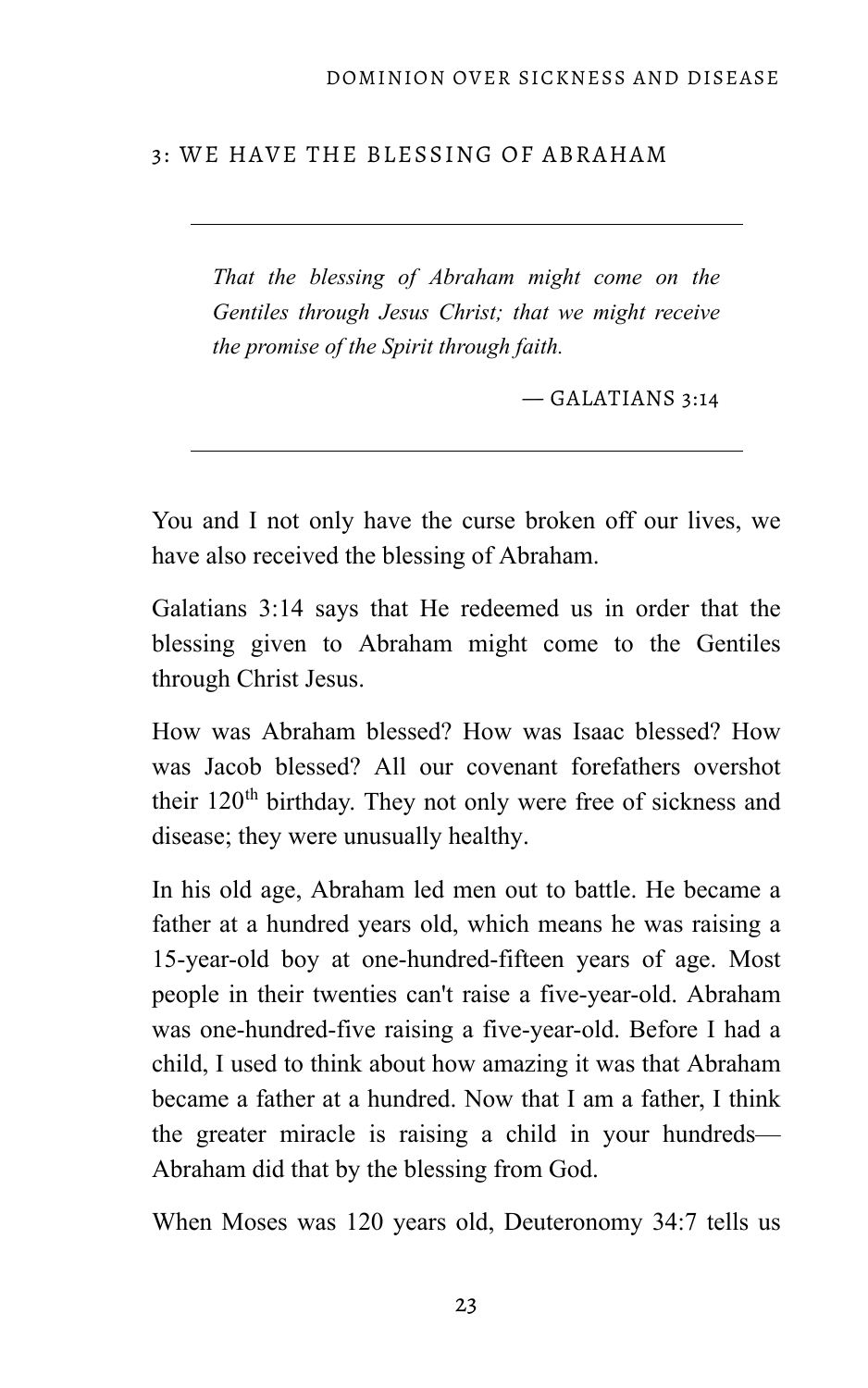## 3: WE HAVE THE BLESSING OF ABRAHAM

> *That the blessing of Abraham might come on the Gentiles through Jesus Christ; that we might receive the promise of the Spirit through faith.*
>
> — GALATIANS 3:14

You and I not only have the curse broken off our lives, we have also received the blessing of Abraham.

Galatians 3:14 says that He redeemed us in order that the blessing given to Abraham might come to the Gentiles through Christ Jesus.

How was Abraham blessed? How was Isaac blessed? How was Jacob blessed? All our covenant forefathers overshot their 120th birthday. They not only were free of sickness and disease; they were unusually healthy.

In his old age, Abraham led men out to battle. He became a father at a hundred years old, which means he was raising a 15-year-old boy at one-hundred-fifteen years of age. Most people in their twenties can't raise a five-year-old. Abraham was one-hundred-five raising a five-year-old. Before I had a child, I used to think about how amazing it was that Abraham became a father at a hundred. Now that I am a father, I think the greater miracle is raising a child in your hundreds—Abraham did that by the blessing from God.

When Moses was 120 years old, Deuteronomy 34:7 tells us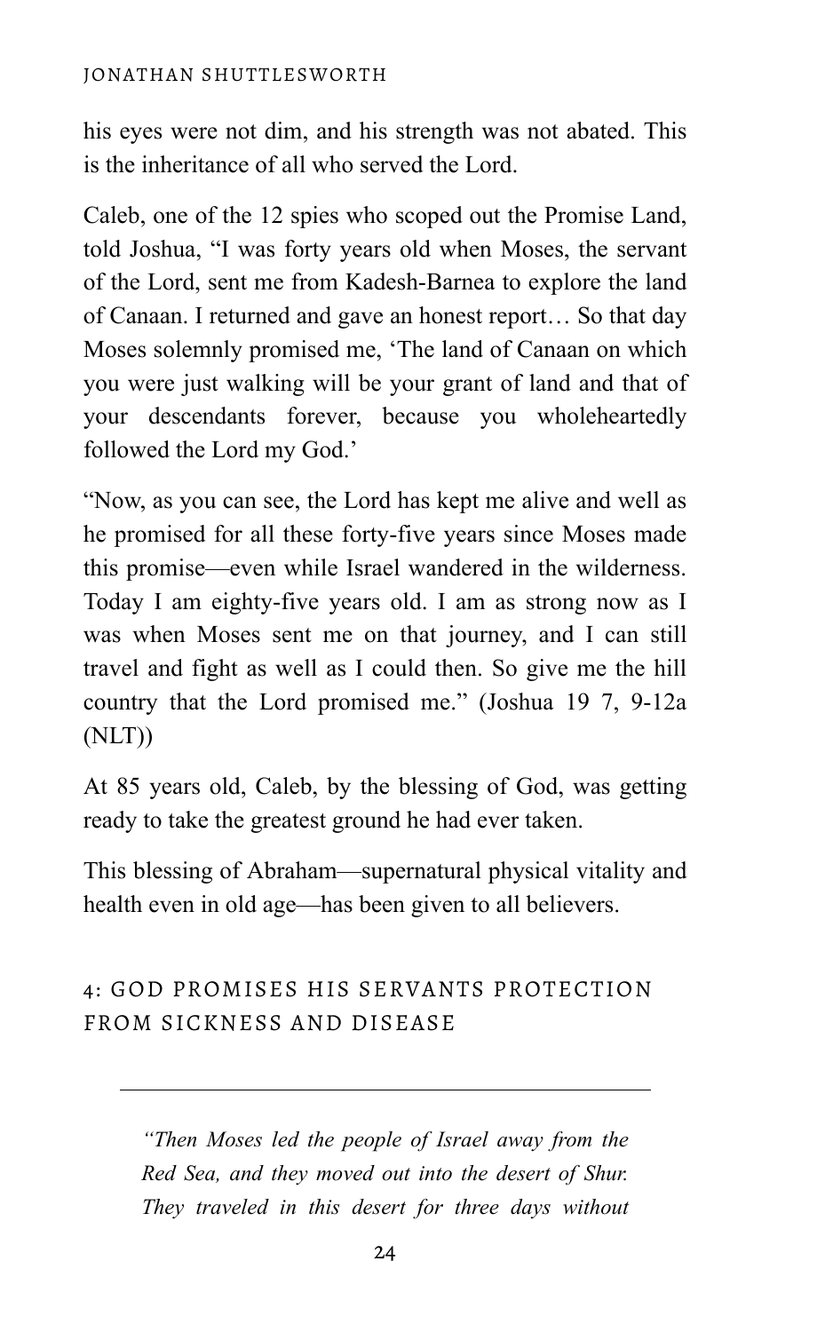his eyes were not dim, and his strength was not abated. This is the inheritance of all who served the Lord.

Caleb, one of the 12 spies who scoped out the Promise Land, told Joshua, "I was forty years old when Moses, the servant of the Lord, sent me from Kadesh-Barnea to explore the land of Canaan. I returned and gave an honest report… So that day Moses solemnly promised me, 'The land of Canaan on which you were just walking will be your grant of land and that of your descendants forever, because you wholeheartedly followed the Lord my God.'

"Now, as you can see, the Lord has kept me alive and well as he promised for all these forty-five years since Moses made this promise—even while Israel wandered in the wilderness. Today I am eighty-five years old. I am as strong now as I was when Moses sent me on that journey, and I can still travel and fight as well as I could then. So give me the hill country that the Lord promised me." (Joshua 19 7, 9-12a (NLT))

At 85 years old, Caleb, by the blessing of God, was getting ready to take the greatest ground he had ever taken.

This blessing of Abraham—supernatural physical vitality and health even in old age—has been given to all believers.

## 4: GOD PROMISES HIS SERVANTS PROTECTION FROM SICKNESS AND DISEASE

---

> *"Then Moses led the people of Israel away from the Red Sea, and they moved out into the desert of Shur. They traveled in this desert for three days without*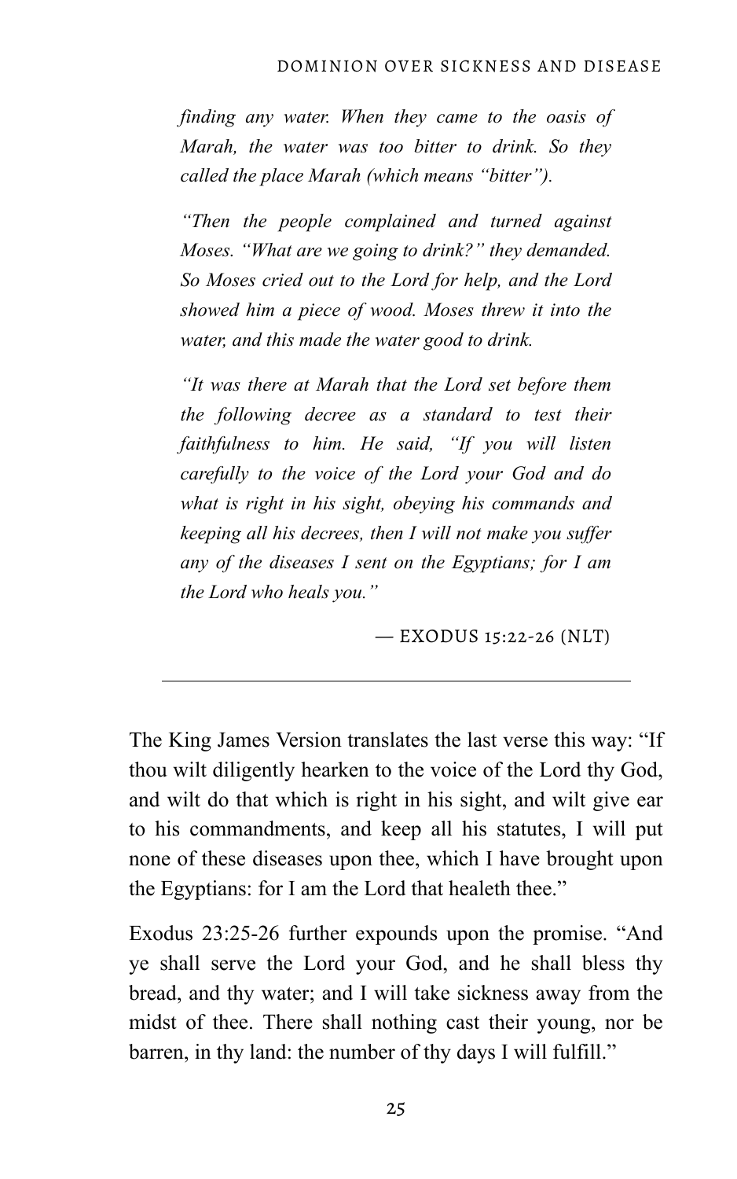*finding any water. When they came to the oasis of Marah, the water was too bitter to drink. So they called the place Marah (which means "bitter").*

*"Then the people complained and turned against Moses. "What are we going to drink?" they demanded. So Moses cried out to the Lord for help, and the Lord showed him a piece of wood. Moses threw it into the water, and this made the water good to drink.*

*"It was there at Marah that the Lord set before them the following decree as a standard to test their faithfulness to him. He said, "If you will listen carefully to the voice of the Lord your God and do what is right in his sight, obeying his commands and keeping all his decrees, then I will not make you suffer any of the diseases I sent on the Egyptians; for I am the Lord who heals you."*

— EXODUS 15:22-26 (NLT)

---

The King James Version translates the last verse this way: "If thou wilt diligently hearken to the voice of the Lord thy God, and wilt do that which is right in his sight, and wilt give ear to his commandments, and keep all his statutes, I will put none of these diseases upon thee, which I have brought upon the Egyptians: for I am the Lord that healeth thee."

Exodus 23:25-26 further expounds upon the promise. "And ye shall serve the Lord your God, and he shall bless thy bread, and thy water; and I will take sickness away from the midst of thee. There shall nothing cast their young, nor be barren, in thy land: the number of thy days I will fulfill."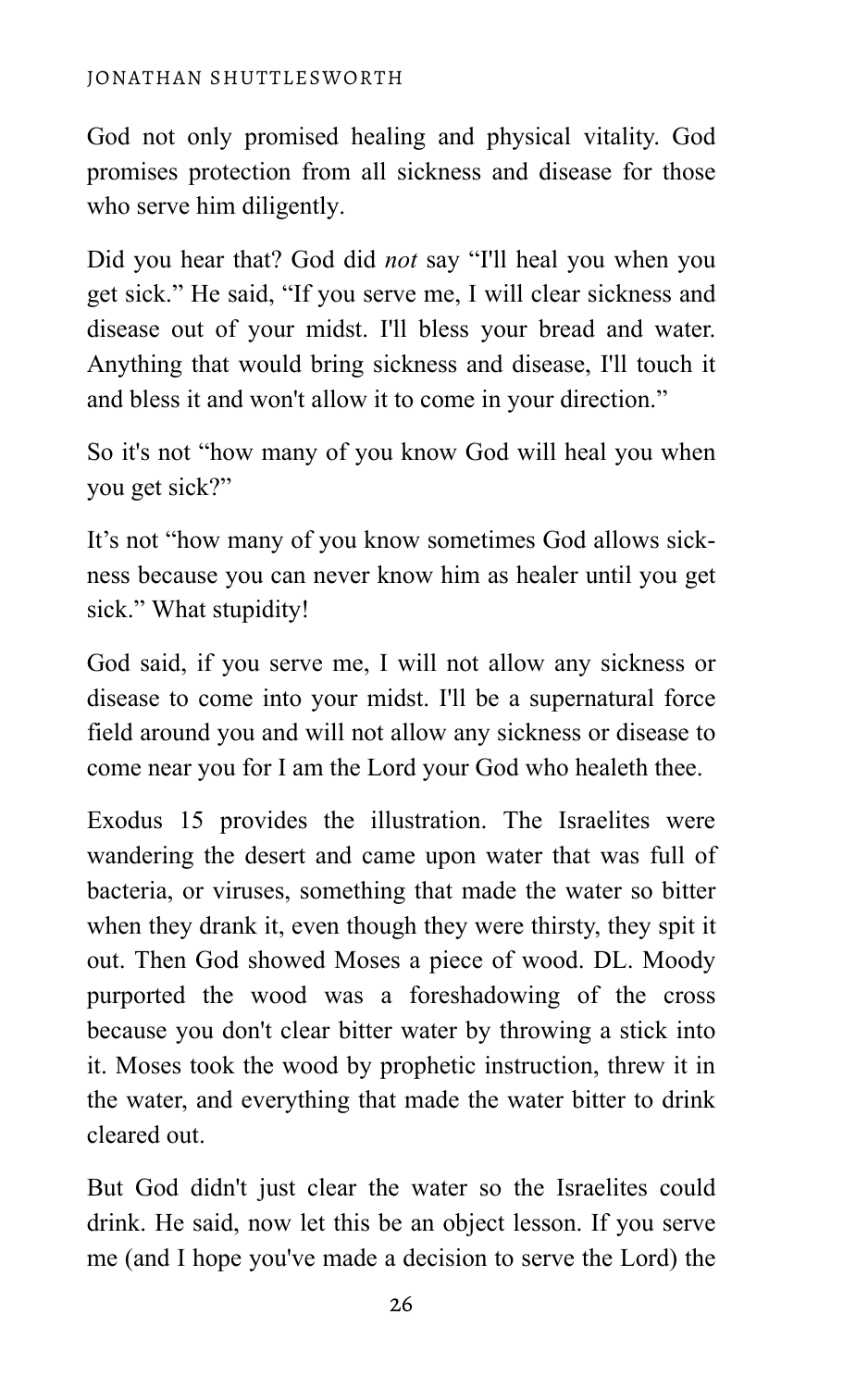God not only promised healing and physical vitality. God promises protection from all sickness and disease for those who serve him diligently.

Did you hear that? God did *not* say "I'll heal you when you get sick." He said, "If you serve me, I will clear sickness and disease out of your midst. I'll bless your bread and water. Anything that would bring sickness and disease, I'll touch it and bless it and won't allow it to come in your direction."

So it's not "how many of you know God will heal you when you get sick?"

It's not "how many of you know sometimes God allows sickness because you can never know him as healer until you get sick." What stupidity!

God said, if you serve me, I will not allow any sickness or disease to come into your midst. I'll be a supernatural force field around you and will not allow any sickness or disease to come near you for I am the Lord your God who healeth thee.

Exodus 15 provides the illustration. The Israelites were wandering the desert and came upon water that was full of bacteria, or viruses, something that made the water so bitter when they drank it, even though they were thirsty, they spit it out. Then God showed Moses a piece of wood. DL. Moody purported the wood was a foreshadowing of the cross because you don't clear bitter water by throwing a stick into it. Moses took the wood by prophetic instruction, threw it in the water, and everything that made the water bitter to drink cleared out.

But God didn't just clear the water so the Israelites could drink. He said, now let this be an object lesson. If you serve me (and I hope you've made a decision to serve the Lord) the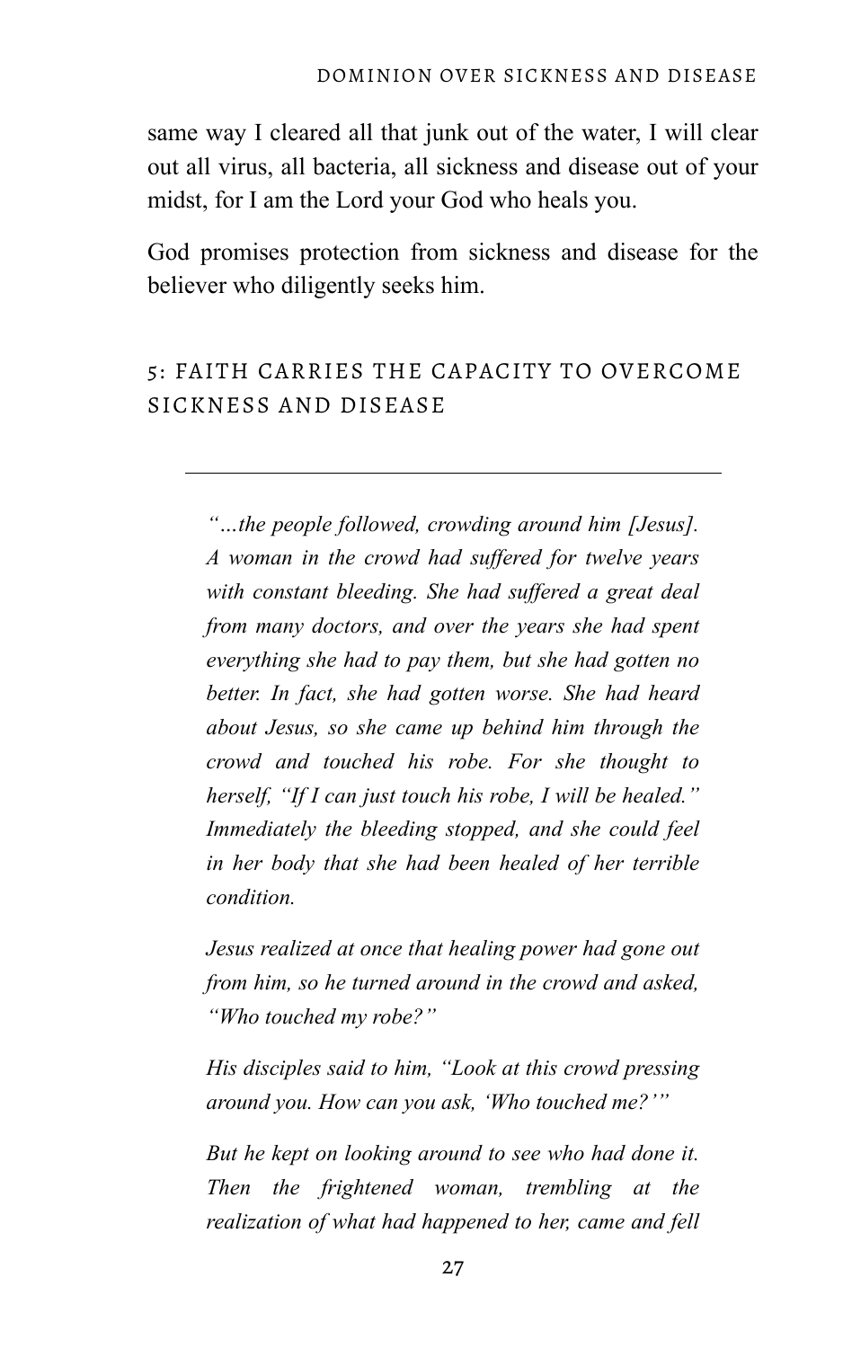same way I cleared all that junk out of the water, I will clear out all virus, all bacteria, all sickness and disease out of your midst, for I am the Lord your God who heals you.

God promises protection from sickness and disease for the believer who diligently seeks him.

## 5: FAITH CARRIES THE CAPACITY TO OVERCOME SICKNESS AND DISEASE

---

> *"…the people followed, crowding around him [Jesus]. A woman in the crowd had suffered for twelve years with constant bleeding. She had suffered a great deal from many doctors, and over the years she had spent everything she had to pay them, but she had gotten no better. In fact, she had gotten worse. She had heard about Jesus, so she came up behind him through the crowd and touched his robe. For she thought to herself, "If I can just touch his robe, I will be healed." Immediately the bleeding stopped, and she could feel in her body that she had been healed of her terrible condition.*
>
> *Jesus realized at once that healing power had gone out from him, so he turned around in the crowd and asked, "Who touched my robe?"*
>
> *His disciples said to him, "Look at this crowd pressing around you. How can you ask, 'Who touched me?'"*
>
> *But he kept on looking around to see who had done it. Then the frightened woman, trembling at the realization of what had happened to her, came and fell*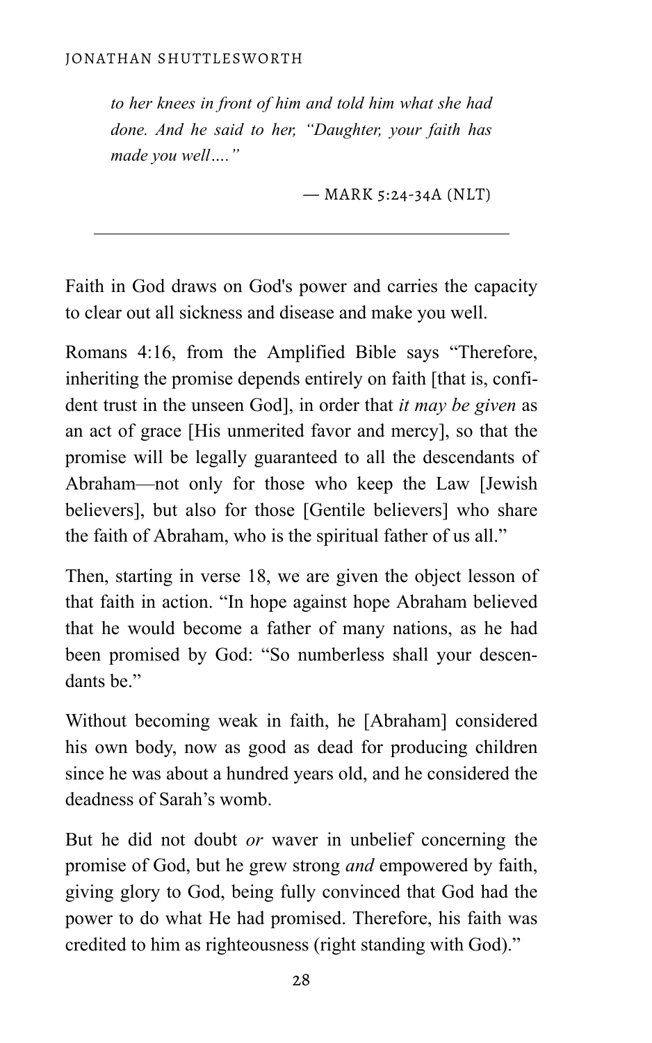*to her knees in front of him and told him what she had done. And he said to her, "Daughter, your faith has made you well…."*

— MARK 5:24-34A (NLT)

---

Faith in God draws on God's power and carries the capacity to clear out all sickness and disease and make you well.

Romans 4:16, from the Amplified Bible says "Therefore, inheriting the promise depends entirely on faith [that is, confident trust in the unseen God], in order that *it may be given* as an act of grace [His unmerited favor and mercy], so that the promise will be legally guaranteed to all the descendants of Abraham—not only for those who keep the Law [Jewish believers], but also for those [Gentile believers] who share the faith of Abraham, who is the spiritual father of us all."

Then, starting in verse 18, we are given the object lesson of that faith in action. "In hope against hope Abraham believed that he would become a father of many nations, as he had been promised by God: "So numberless shall your descendants be."

Without becoming weak in faith, he [Abraham] considered his own body, now as good as dead for producing children since he was about a hundred years old, and he considered the deadness of Sarah's womb.

But he did not doubt *or* waver in unbelief concerning the promise of God, but he grew strong *and* empowered by faith, giving glory to God, being fully convinced that God had the power to do what He had promised. Therefore, his faith was credited to him as righteousness (right standing with God)."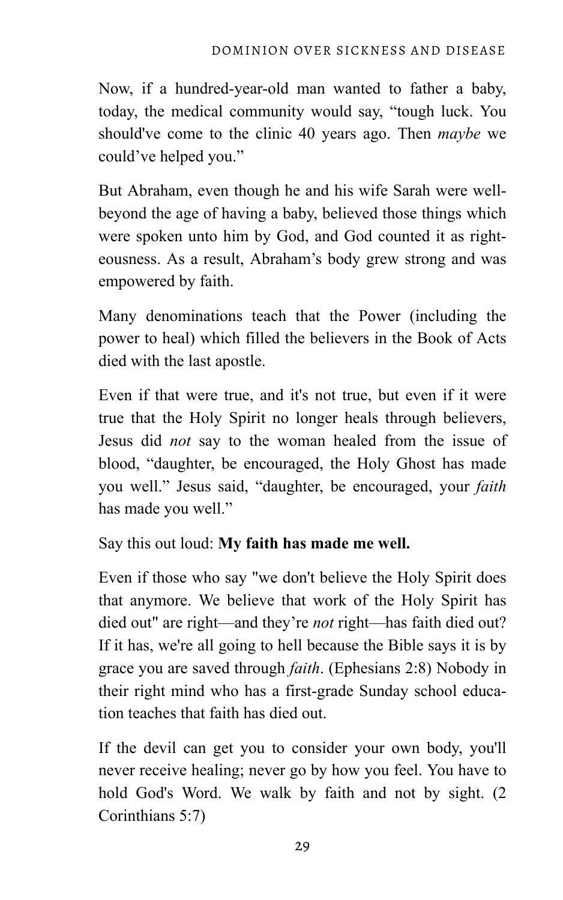Now, if a hundred-year-old man wanted to father a baby, today, the medical community would say, "tough luck. You should've come to the clinic 40 years ago. Then *maybe* we could've helped you."

But Abraham, even though he and his wife Sarah were well-beyond the age of having a baby, believed those things which were spoken unto him by God, and God counted it as righteousness. As a result, Abraham's body grew strong and was empowered by faith.

Many denominations teach that the Power (including the power to heal) which filled the believers in the Book of Acts died with the last apostle.

Even if that were true, and it's not true, but even if it were true that the Holy Spirit no longer heals through believers, Jesus did *not* say to the woman healed from the issue of blood, "daughter, be encouraged, the Holy Ghost has made you well." Jesus said, "daughter, be encouraged, your *faith* has made you well."

Say this out loud: **My faith has made me well.**

Even if those who say "we don't believe the Holy Spirit does that anymore. We believe that work of the Holy Spirit has died out" are right—and they're *not* right—has faith died out? If it has, we're all going to hell because the Bible says it is by grace you are saved through *faith*. (Ephesians 2:8) Nobody in their right mind who has a first-grade Sunday school education teaches that faith has died out.

If the devil can get you to consider your own body, you'll never receive healing; never go by how you feel. You have to hold God's Word. We walk by faith and not by sight. (2 Corinthians 5:7)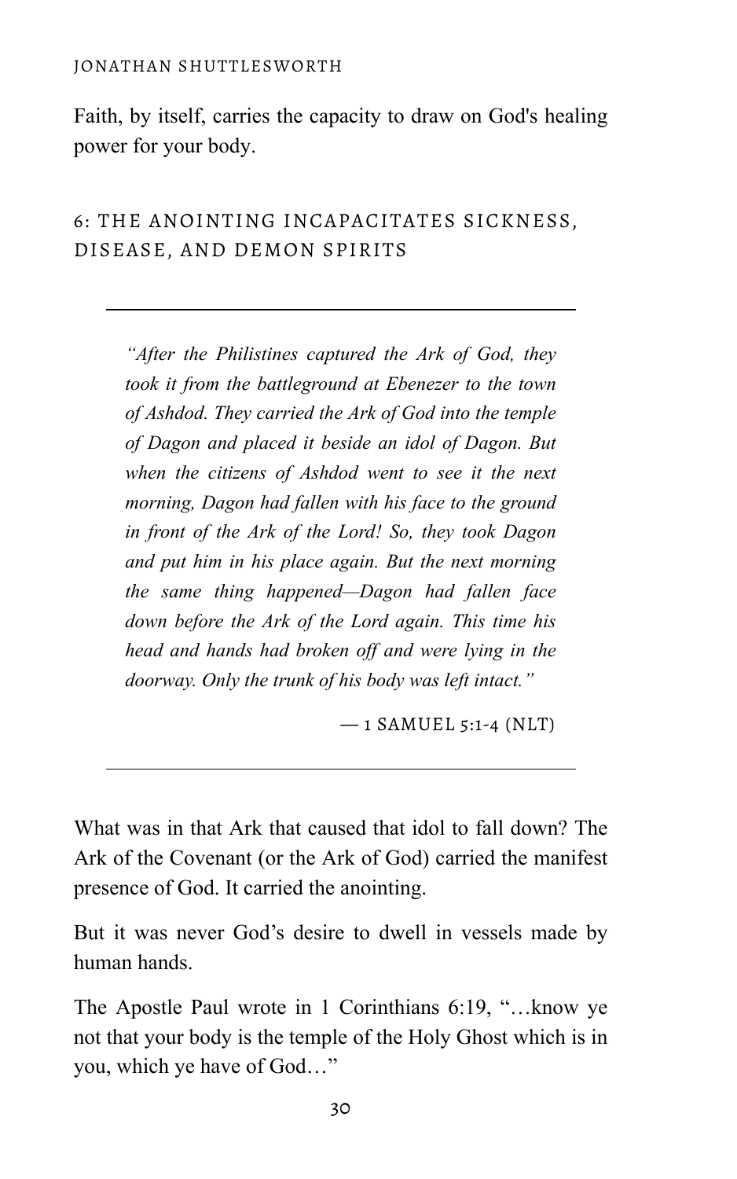Faith, by itself, carries the capacity to draw on God's healing power for your body.

## 6: THE ANOINTING INCAPACITATES SICKNESS, DISEASE, AND DEMON SPIRITS

> *"After the Philistines captured the Ark of God, they took it from the battleground at Ebenezer to the town of Ashdod. They carried the Ark of God into the temple of Dagon and placed it beside an idol of Dagon. But when the citizens of Ashdod went to see it the next morning, Dagon had fallen with his face to the ground in front of the Ark of the Lord! So, they took Dagon and put him in his place again. But the next morning the same thing happened—Dagon had fallen face down before the Ark of the Lord again. This time his head and hands had broken off and were lying in the doorway. Only the trunk of his body was left intact."*
>
> — 1 SAMUEL 5:1-4 (NLT)

What was in that Ark that caused that idol to fall down? The Ark of the Covenant (or the Ark of God) carried the manifest presence of God. It carried the anointing.

But it was never God's desire to dwell in vessels made by human hands.

The Apostle Paul wrote in 1 Corinthians 6:19, "…know ye not that your body is the temple of the Holy Ghost which is in you, which ye have of God…"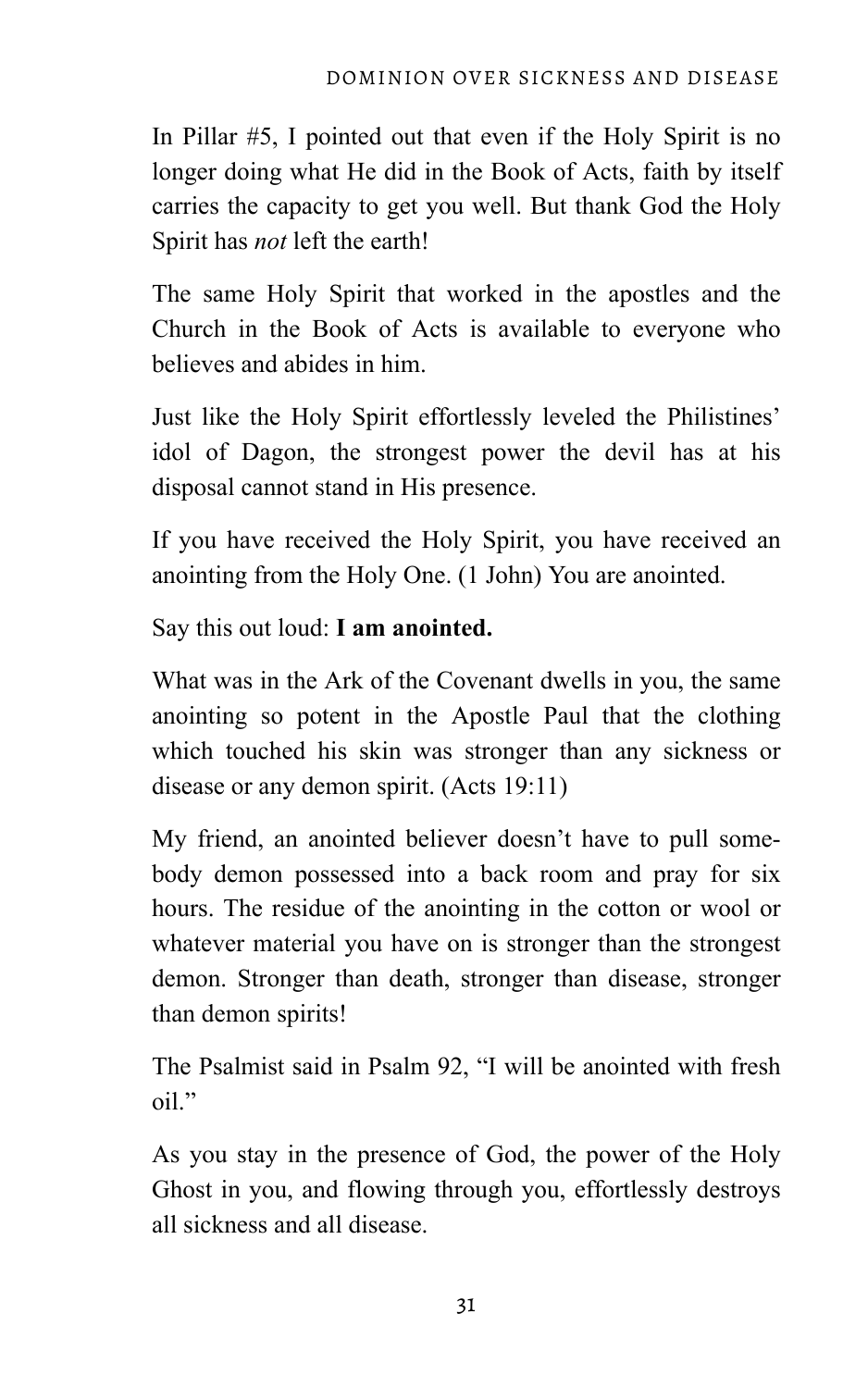In Pillar #5, I pointed out that even if the Holy Spirit is no longer doing what He did in the Book of Acts, faith by itself carries the capacity to get you well. But thank God the Holy Spirit has *not* left the earth!

The same Holy Spirit that worked in the apostles and the Church in the Book of Acts is available to everyone who believes and abides in him.

Just like the Holy Spirit effortlessly leveled the Philistines' idol of Dagon, the strongest power the devil has at his disposal cannot stand in His presence.

If you have received the Holy Spirit, you have received an anointing from the Holy One. (1 John) You are anointed.

Say this out loud: **I am anointed.**

What was in the Ark of the Covenant dwells in you, the same anointing so potent in the Apostle Paul that the clothing which touched his skin was stronger than any sickness or disease or any demon spirit. (Acts 19:11)

My friend, an anointed believer doesn't have to pull somebody demon possessed into a back room and pray for six hours. The residue of the anointing in the cotton or wool or whatever material you have on is stronger than the strongest demon. Stronger than death, stronger than disease, stronger than demon spirits!

The Psalmist said in Psalm 92, "I will be anointed with fresh oil."

As you stay in the presence of God, the power of the Holy Ghost in you, and flowing through you, effortlessly destroys all sickness and all disease.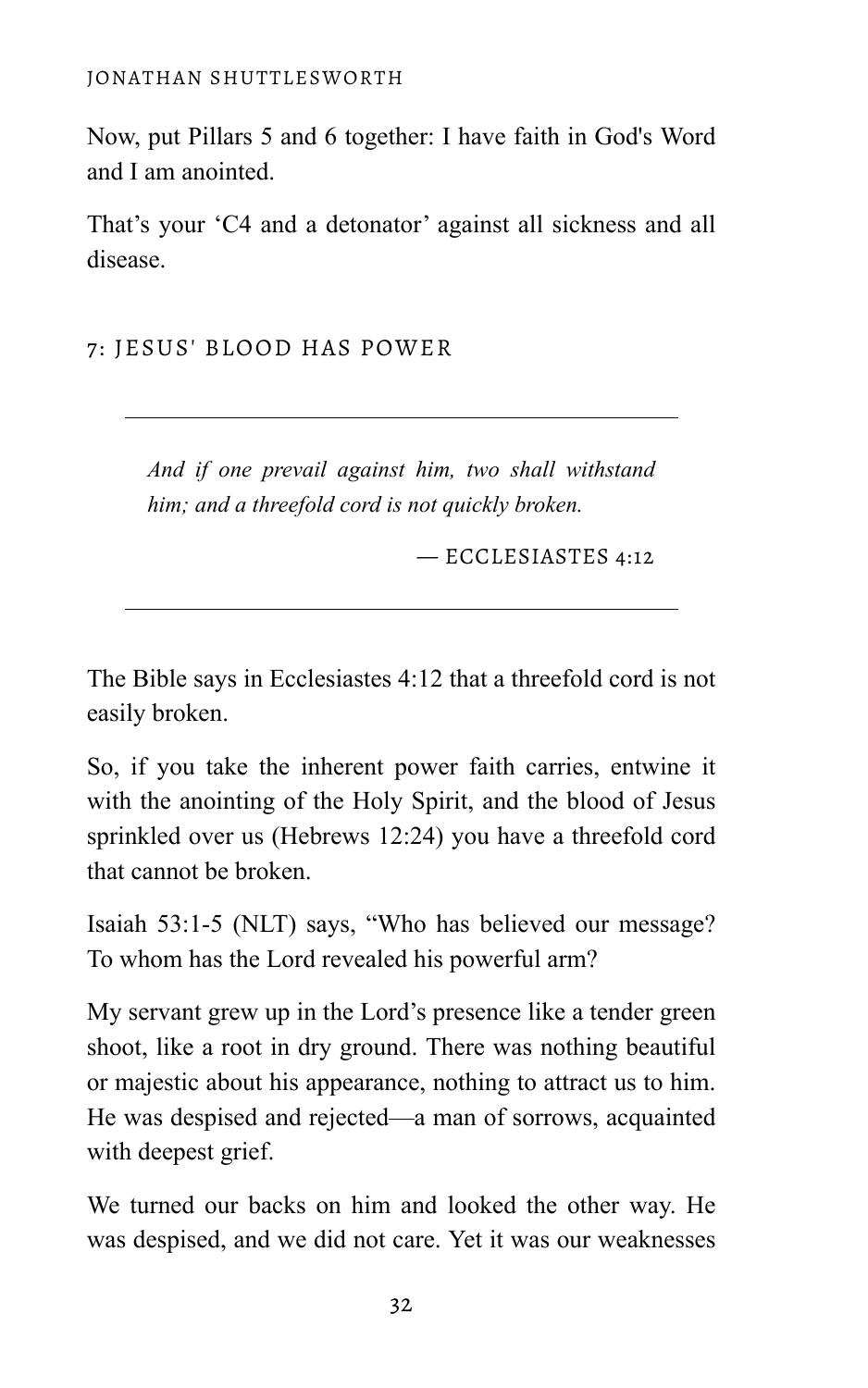Now, put Pillars 5 and 6 together: I have faith in God's Word and I am anointed.

That's your 'C4 and a detonator' against all sickness and all disease.

## 7: JESUS' BLOOD HAS POWER

> *And if one prevail against him, two shall withstand him; and a threefold cord is not quickly broken.*
>
> — ECCLESIASTES 4:12

The Bible says in Ecclesiastes 4:12 that a threefold cord is not easily broken.

So, if you take the inherent power faith carries, entwine it with the anointing of the Holy Spirit, and the blood of Jesus sprinkled over us (Hebrews 12:24) you have a threefold cord that cannot be broken.

Isaiah 53:1-5 (NLT) says, "Who has believed our message? To whom has the Lord revealed his powerful arm?

My servant grew up in the Lord's presence like a tender green shoot, like a root in dry ground. There was nothing beautiful or majestic about his appearance, nothing to attract us to him. He was despised and rejected—a man of sorrows, acquainted with deepest grief.

We turned our backs on him and looked the other way. He was despised, and we did not care. Yet it was our weaknesses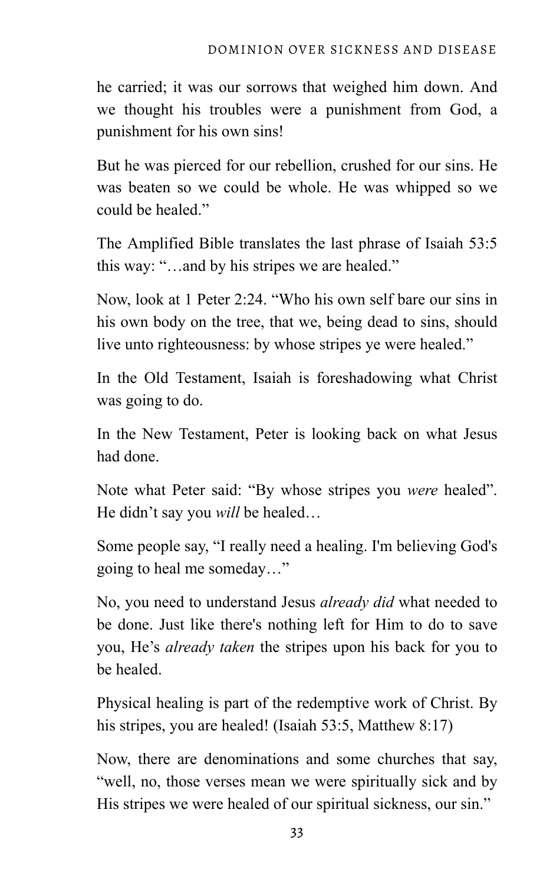he carried; it was our sorrows that weighed him down. And we thought his troubles were a punishment from God, a punishment for his own sins!

But he was pierced for our rebellion, crushed for our sins. He was beaten so we could be whole. He was whipped so we could be healed."

The Amplified Bible translates the last phrase of Isaiah 53:5 this way: "…and by his stripes we are healed."

Now, look at 1 Peter 2:24. "Who his own self bare our sins in his own body on the tree, that we, being dead to sins, should live unto righteousness: by whose stripes ye were healed."

In the Old Testament, Isaiah is foreshadowing what Christ was going to do.

In the New Testament, Peter is looking back on what Jesus had done.

Note what Peter said: "By whose stripes you *were* healed". He didn't say you *will* be healed…

Some people say, "I really need a healing. I'm believing God's going to heal me someday…"

No, you need to understand Jesus *already did* what needed to be done. Just like there's nothing left for Him to do to save you, He's *already taken* the stripes upon his back for you to be healed.

Physical healing is part of the redemptive work of Christ. By his stripes, you are healed! (Isaiah 53:5, Matthew 8:17)

Now, there are denominations and some churches that say, "well, no, those verses mean we were spiritually sick and by His stripes we were healed of our spiritual sickness, our sin."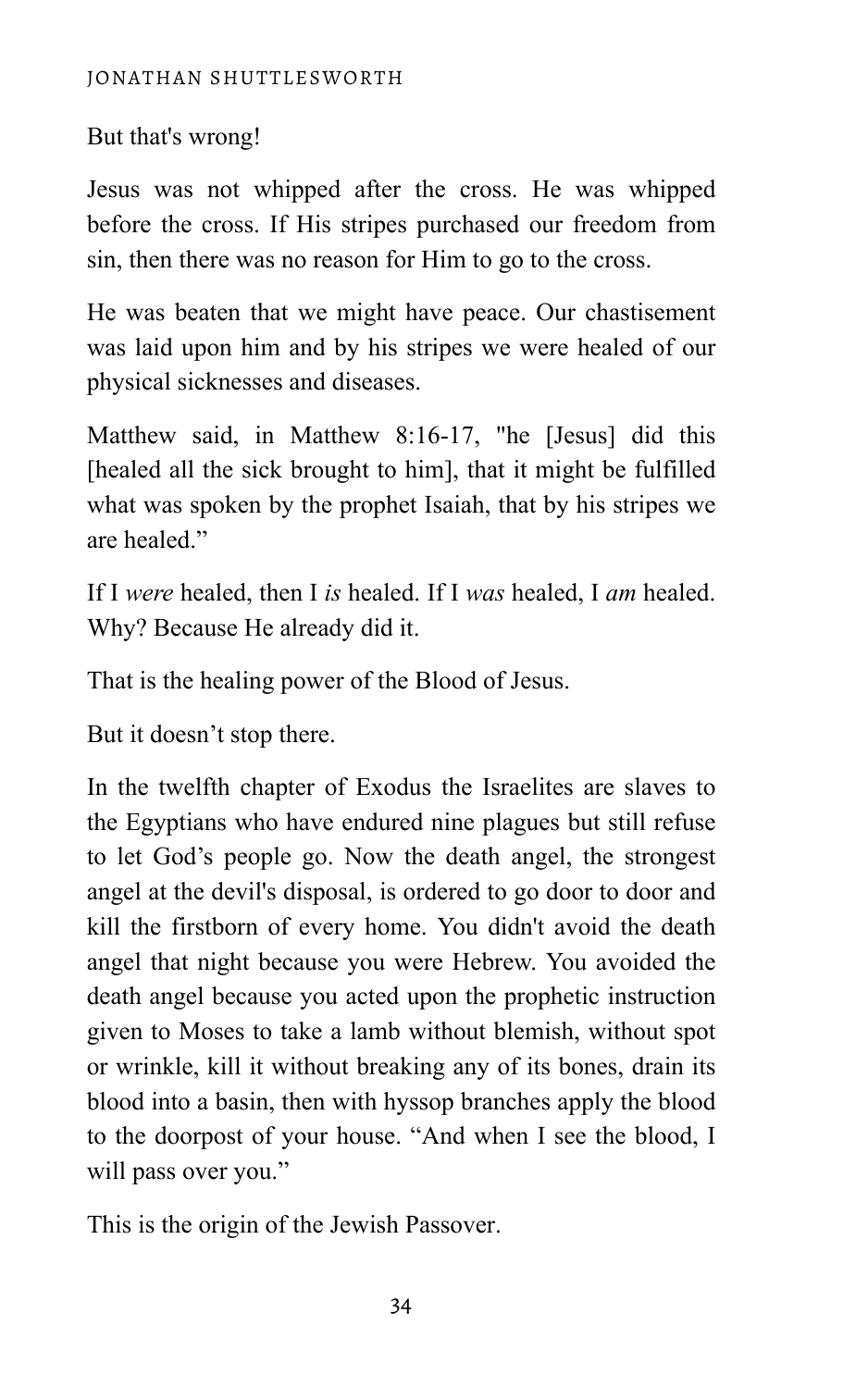But that's wrong!

Jesus was not whipped after the cross. He was whipped before the cross. If His stripes purchased our freedom from sin, then there was no reason for Him to go to the cross.

He was beaten that we might have peace. Our chastisement was laid upon him and by his stripes we were healed of our physical sicknesses and diseases.

Matthew said, in Matthew 8:16-17, "he [Jesus] did this [healed all the sick brought to him], that it might be fulfilled what was spoken by the prophet Isaiah, that by his stripes we are healed."

If I *were* healed, then I *is* healed. If I *was* healed, I *am* healed. Why? Because He already did it.

That is the healing power of the Blood of Jesus.

But it doesn't stop there.

In the twelfth chapter of Exodus the Israelites are slaves to the Egyptians who have endured nine plagues but still refuse to let God's people go. Now the death angel, the strongest angel at the devil's disposal, is ordered to go door to door and kill the firstborn of every home. You didn't avoid the death angel that night because you were Hebrew. You avoided the death angel because you acted upon the prophetic instruction given to Moses to take a lamb without blemish, without spot or wrinkle, kill it without breaking any of its bones, drain its blood into a basin, then with hyssop branches apply the blood to the doorpost of your house. "And when I see the blood, I will pass over you."

This is the origin of the Jewish Passover.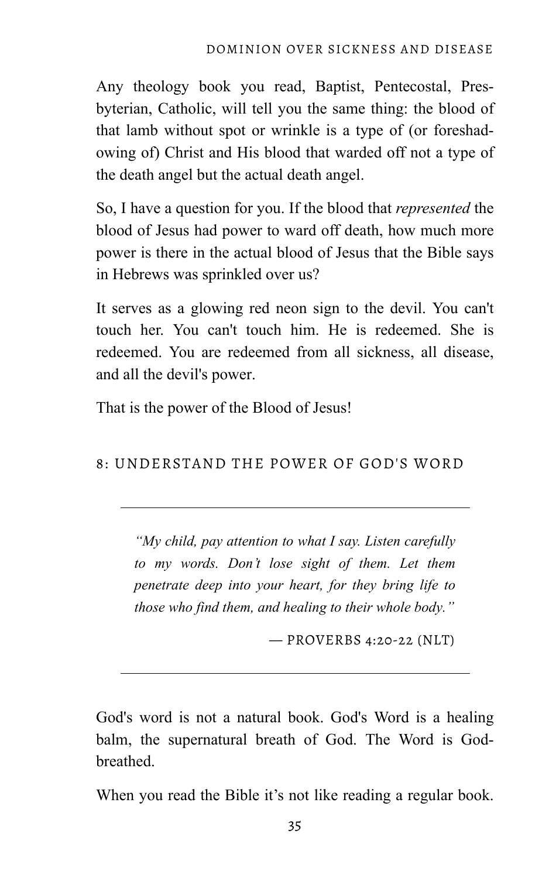Any theology book you read, Baptist, Pentecostal, Presbyterian, Catholic, will tell you the same thing: the blood of that lamb without spot or wrinkle is a type of (or foreshadowing of) Christ and His blood that warded off not a type of the death angel but the actual death angel.

So, I have a question for you. If the blood that *represented* the blood of Jesus had power to ward off death, how much more power is there in the actual blood of Jesus that the Bible says in Hebrews was sprinkled over us?

It serves as a glowing red neon sign to the devil. You can't touch her. You can't touch him. He is redeemed. She is redeemed. You are redeemed from all sickness, all disease, and all the devil's power.

That is the power of the Blood of Jesus!

## 8: UNDERSTAND THE POWER OF GOD'S WORD

---

> *"My child, pay attention to what I say. Listen carefully to my words. Don't lose sight of them. Let them penetrate deep into your heart, for they bring life to those who find them, and healing to their whole body."*
>
> — PROVERBS 4:20-22 (NLT)

---

God's word is not a natural book. God's Word is a healing balm, the supernatural breath of God. The Word is God-breathed.

When you read the Bible it's not like reading a regular book.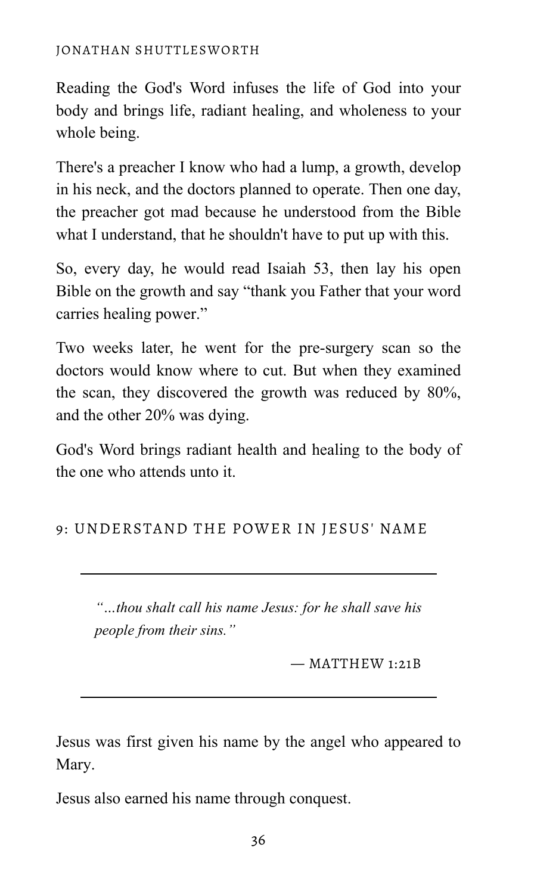Reading the God's Word infuses the life of God into your body and brings life, radiant healing, and wholeness to your whole being.

There's a preacher I know who had a lump, a growth, develop in his neck, and the doctors planned to operate. Then one day, the preacher got mad because he understood from the Bible what I understand, that he shouldn't have to put up with this.

So, every day, he would read Isaiah 53, then lay his open Bible on the growth and say "thank you Father that your word carries healing power."

Two weeks later, he went for the pre-surgery scan so the doctors would know where to cut. But when they examined the scan, they discovered the growth was reduced by 80%, and the other 20% was dying.

God's Word brings radiant health and healing to the body of the one who attends unto it.

## 9: UNDERSTAND THE POWER IN JESUS' NAME

---

> *"…thou shalt call his name Jesus: for he shall save his people from their sins."*
>
> — MATTHEW 1:21B

---

Jesus was first given his name by the angel who appeared to Mary.

Jesus also earned his name through conquest.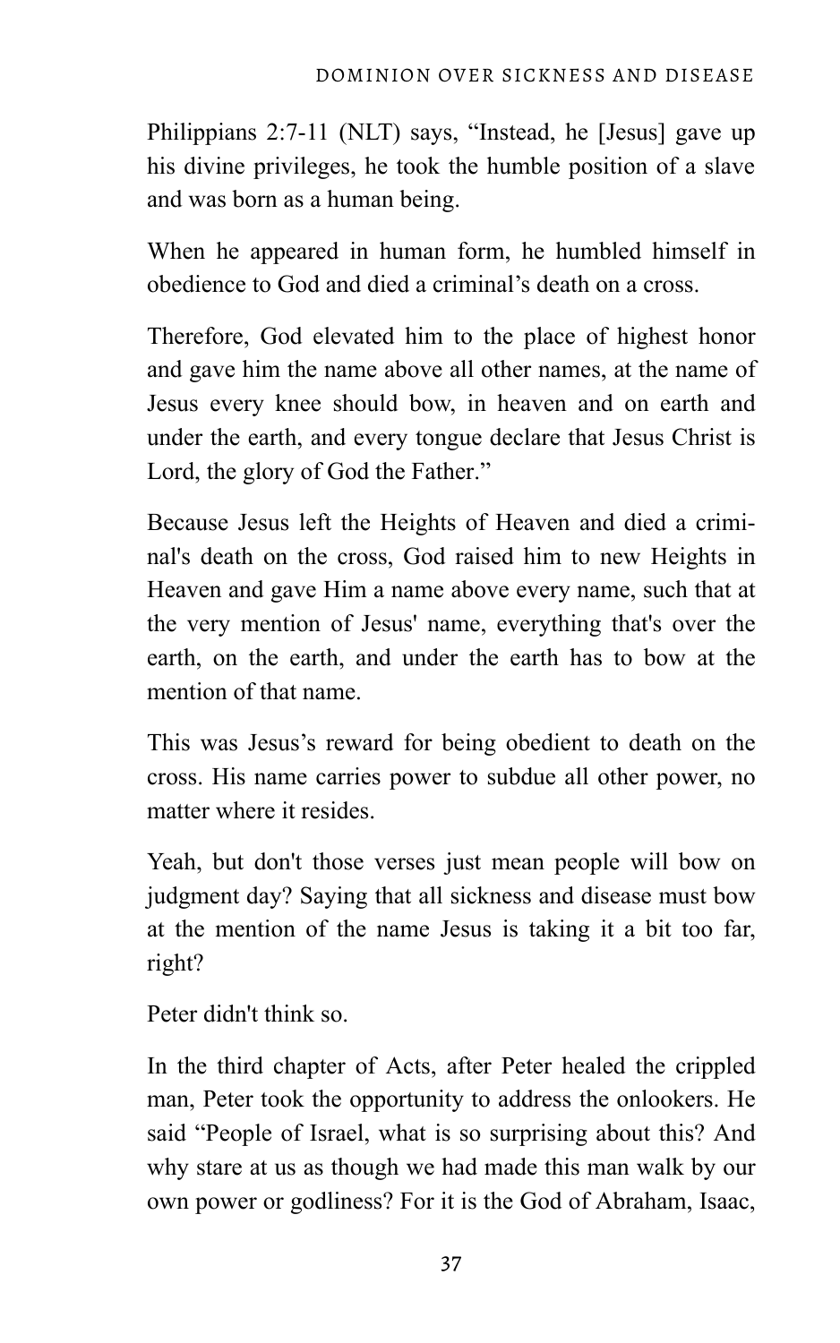Philippians 2:7-11 (NLT) says, "Instead, he [Jesus] gave up his divine privileges, he took the humble position of a slave and was born as a human being.

When he appeared in human form, he humbled himself in obedience to God and died a criminal's death on a cross.

Therefore, God elevated him to the place of highest honor and gave him the name above all other names, at the name of Jesus every knee should bow, in heaven and on earth and under the earth, and every tongue declare that Jesus Christ is Lord, the glory of God the Father."

Because Jesus left the Heights of Heaven and died a criminal's death on the cross, God raised him to new Heights in Heaven and gave Him a name above every name, such that at the very mention of Jesus' name, everything that's over the earth, on the earth, and under the earth has to bow at the mention of that name.

This was Jesus's reward for being obedient to death on the cross. His name carries power to subdue all other power, no matter where it resides.

Yeah, but don't those verses just mean people will bow on judgment day? Saying that all sickness and disease must bow at the mention of the name Jesus is taking it a bit too far, right?

Peter didn't think so.

In the third chapter of Acts, after Peter healed the crippled man, Peter took the opportunity to address the onlookers. He said "People of Israel, what is so surprising about this? And why stare at us as though we had made this man walk by our own power or godliness? For it is the God of Abraham, Isaac,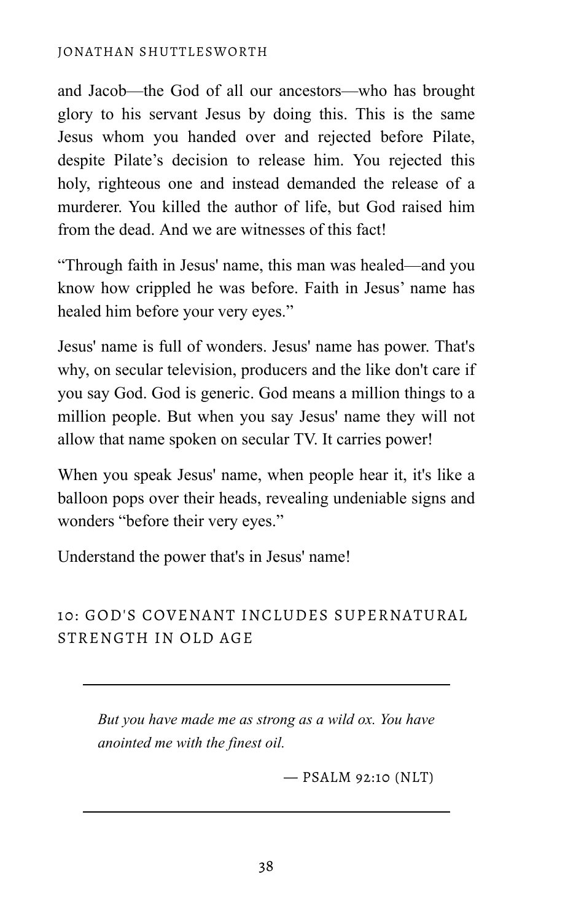and Jacob—the God of all our ancestors—who has brought glory to his servant Jesus by doing this. This is the same Jesus whom you handed over and rejected before Pilate, despite Pilate's decision to release him. You rejected this holy, righteous one and instead demanded the release of a murderer. You killed the author of life, but God raised him from the dead. And we are witnesses of this fact!

"Through faith in Jesus' name, this man was healed—and you know how crippled he was before. Faith in Jesus' name has healed him before your very eyes."

Jesus' name is full of wonders. Jesus' name has power. That's why, on secular television, producers and the like don't care if you say God. God is generic. God means a million things to a million people. But when you say Jesus' name they will not allow that name spoken on secular TV. It carries power!

When you speak Jesus' name, when people hear it, it's like a balloon pops over their heads, revealing undeniable signs and wonders "before their very eyes."

Understand the power that's in Jesus' name!

## 10: GOD'S COVENANT INCLUDES SUPERNATURAL STRENGTH IN OLD AGE

---

> *But you have made me as strong as a wild ox. You have anointed me with the finest oil.*
>
> — PSALM 92:10 (NLT)

---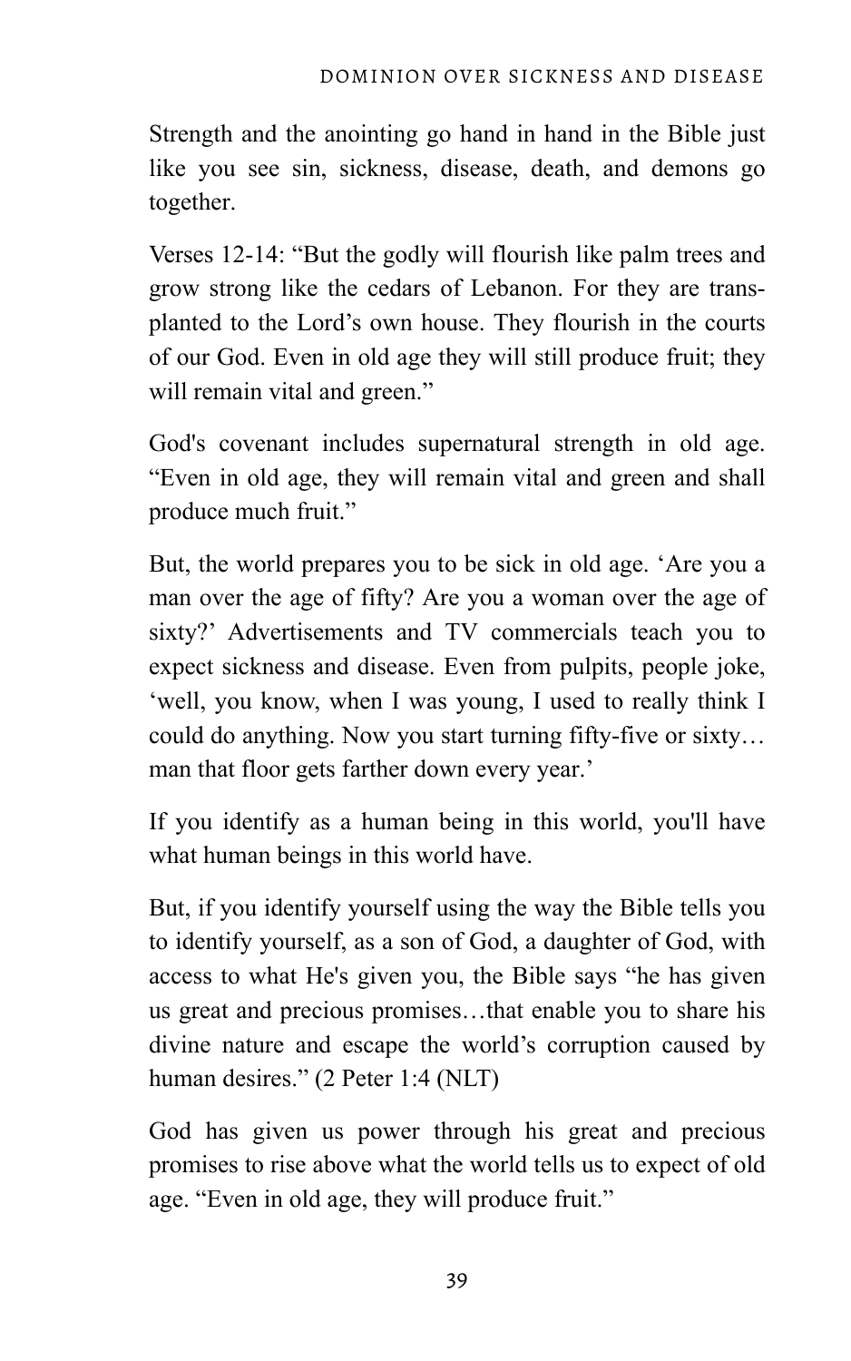Strength and the anointing go hand in hand in the Bible just like you see sin, sickness, disease, death, and demons go together.

Verses 12-14: "But the godly will flourish like palm trees and grow strong like the cedars of Lebanon. For they are transplanted to the Lord's own house. They flourish in the courts of our God. Even in old age they will still produce fruit; they will remain vital and green."

God's covenant includes supernatural strength in old age. "Even in old age, they will remain vital and green and shall produce much fruit."

But, the world prepares you to be sick in old age. 'Are you a man over the age of fifty? Are you a woman over the age of sixty?' Advertisements and TV commercials teach you to expect sickness and disease. Even from pulpits, people joke, 'well, you know, when I was young, I used to really think I could do anything. Now you start turning fifty-five or sixty… man that floor gets farther down every year.'

If you identify as a human being in this world, you'll have what human beings in this world have.

But, if you identify yourself using the way the Bible tells you to identify yourself, as a son of God, a daughter of God, with access to what He's given you, the Bible says "he has given us great and precious promises…that enable you to share his divine nature and escape the world's corruption caused by human desires." (2 Peter 1:4 (NLT)

God has given us power through his great and precious promises to rise above what the world tells us to expect of old age. "Even in old age, they will produce fruit."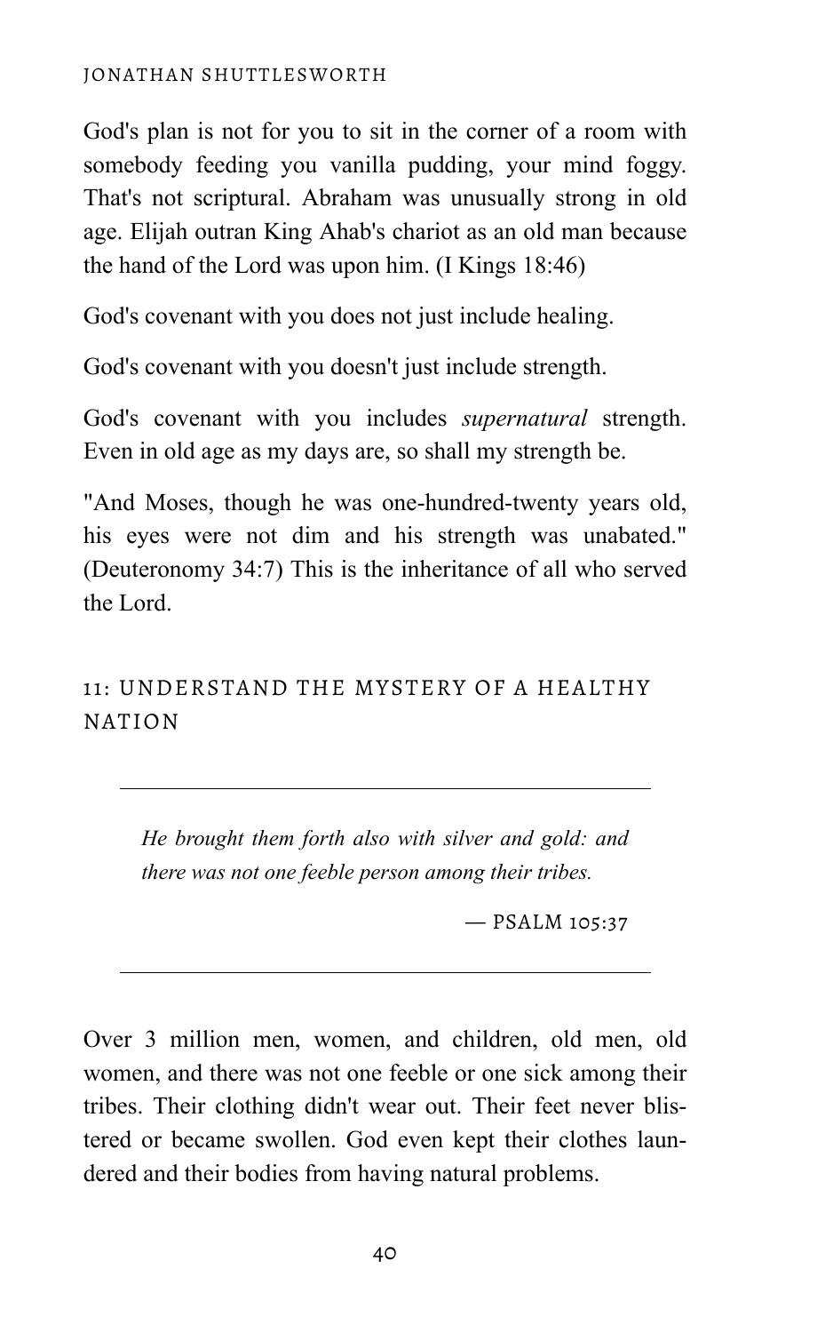God's plan is not for you to sit in the corner of a room with somebody feeding you vanilla pudding, your mind foggy. That's not scriptural. Abraham was unusually strong in old age. Elijah outran King Ahab's chariot as an old man because the hand of the Lord was upon him. (I Kings 18:46)

God's covenant with you does not just include healing.

God's covenant with you doesn't just include strength.

God's covenant with you includes *supernatural* strength. Even in old age as my days are, so shall my strength be.

"And Moses, though he was one-hundred-twenty years old, his eyes were not dim and his strength was unabated." (Deuteronomy 34:7) This is the inheritance of all who served the Lord.

## 11: UNDERSTAND THE MYSTERY OF A HEALTHY NATION

---

> *He brought them forth also with silver and gold: and there was not one feeble person among their tribes.*
>
> — PSALM 105:37

---

Over 3 million men, women, and children, old men, old women, and there was not one feeble or one sick among their tribes. Their clothing didn't wear out. Their feet never blistered or became swollen. God even kept their clothes laundered and their bodies from having natural problems.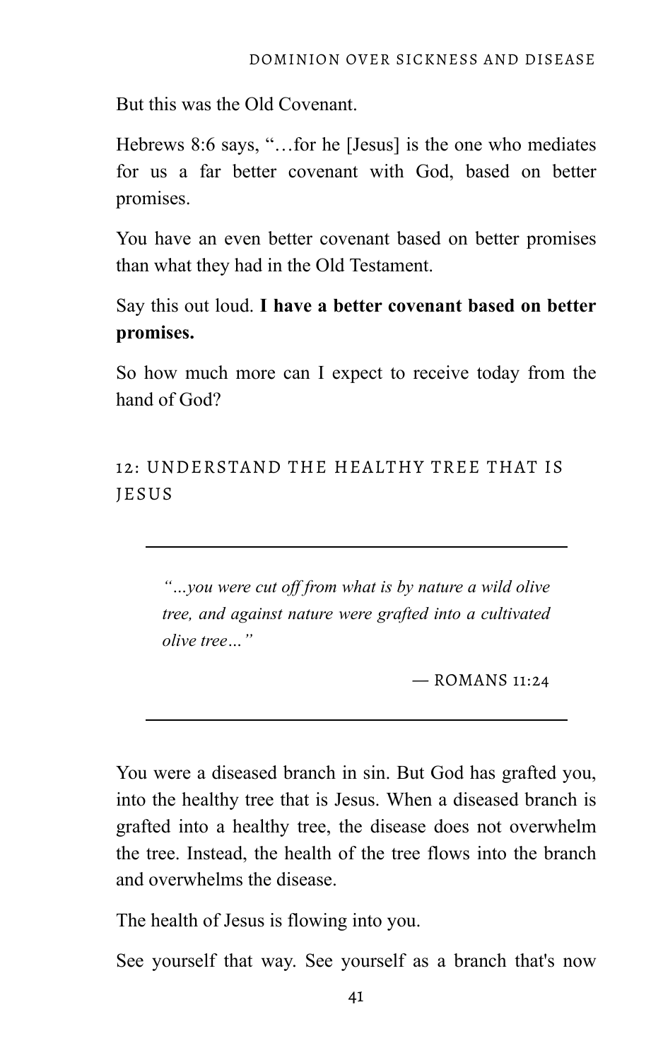But this was the Old Covenant.

Hebrews 8:6 says, "…for he [Jesus] is the one who mediates for us a far better covenant with God, based on better promises.

You have an even better covenant based on better promises than what they had in the Old Testament.

Say this out loud. **I have a better covenant based on better promises.**

So how much more can I expect to receive today from the hand of God?

## 12: UNDERSTAND THE HEALTHY TREE THAT IS JESUS

---

> *"…you were cut off from what is by nature a wild olive tree, and against nature were grafted into a cultivated olive tree…"*
>
> — ROMANS 11:24

---

You were a diseased branch in sin. But God has grafted you, into the healthy tree that is Jesus. When a diseased branch is grafted into a healthy tree, the disease does not overwhelm the tree. Instead, the health of the tree flows into the branch and overwhelms the disease.

The health of Jesus is flowing into you.

See yourself that way. See yourself as a branch that's now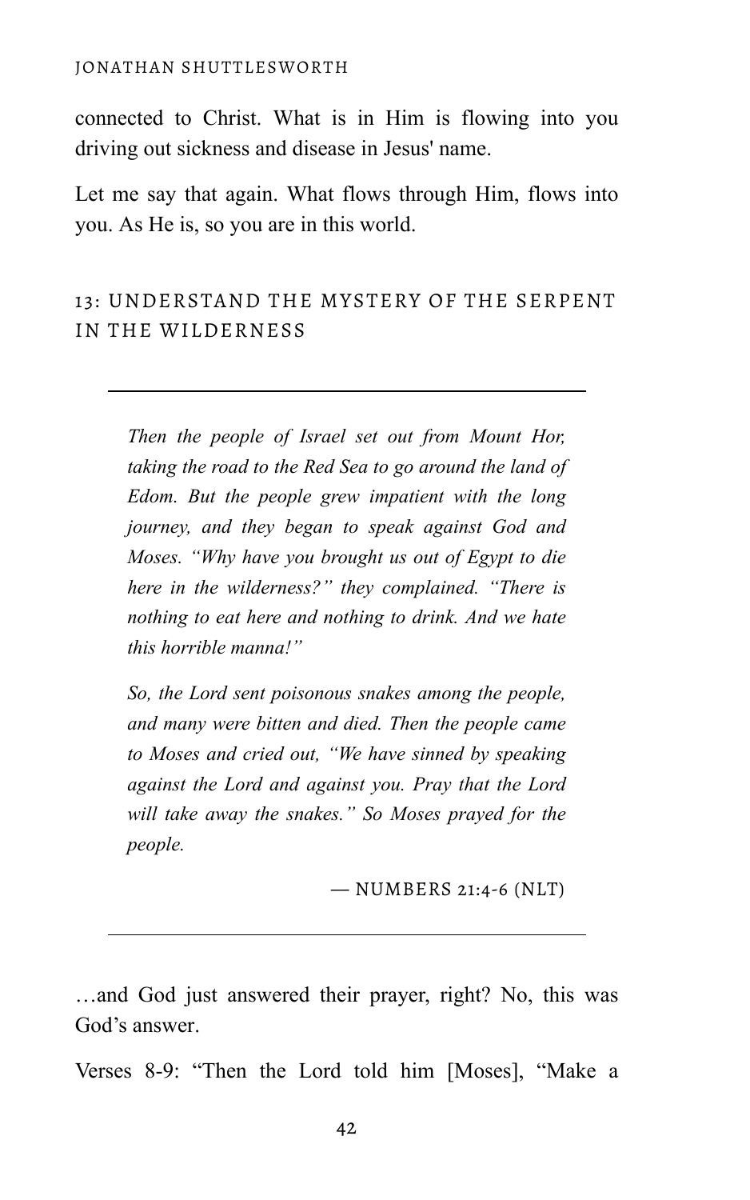connected to Christ. What is in Him is flowing into you driving out sickness and disease in Jesus' name.

Let me say that again. What flows through Him, flows into you. As He is, so you are in this world.

## 13: UNDERSTAND THE MYSTERY OF THE SERPENT IN THE WILDERNESS

---

> *Then the people of Israel set out from Mount Hor, taking the road to the Red Sea to go around the land of Edom. But the people grew impatient with the long journey, and they began to speak against God and Moses. "Why have you brought us out of Egypt to die here in the wilderness?" they complained. "There is nothing to eat here and nothing to drink. And we hate this horrible manna!"*
>
> *So, the Lord sent poisonous snakes among the people, and many were bitten and died. Then the people came to Moses and cried out, "We have sinned by speaking against the Lord and against you. Pray that the Lord will take away the snakes." So Moses prayed for the people.*
>
> — NUMBERS 21:4-6 (NLT)

---

…and God just answered their prayer, right? No, this was God's answer.

Verses 8-9: "Then the Lord told him [Moses], "Make a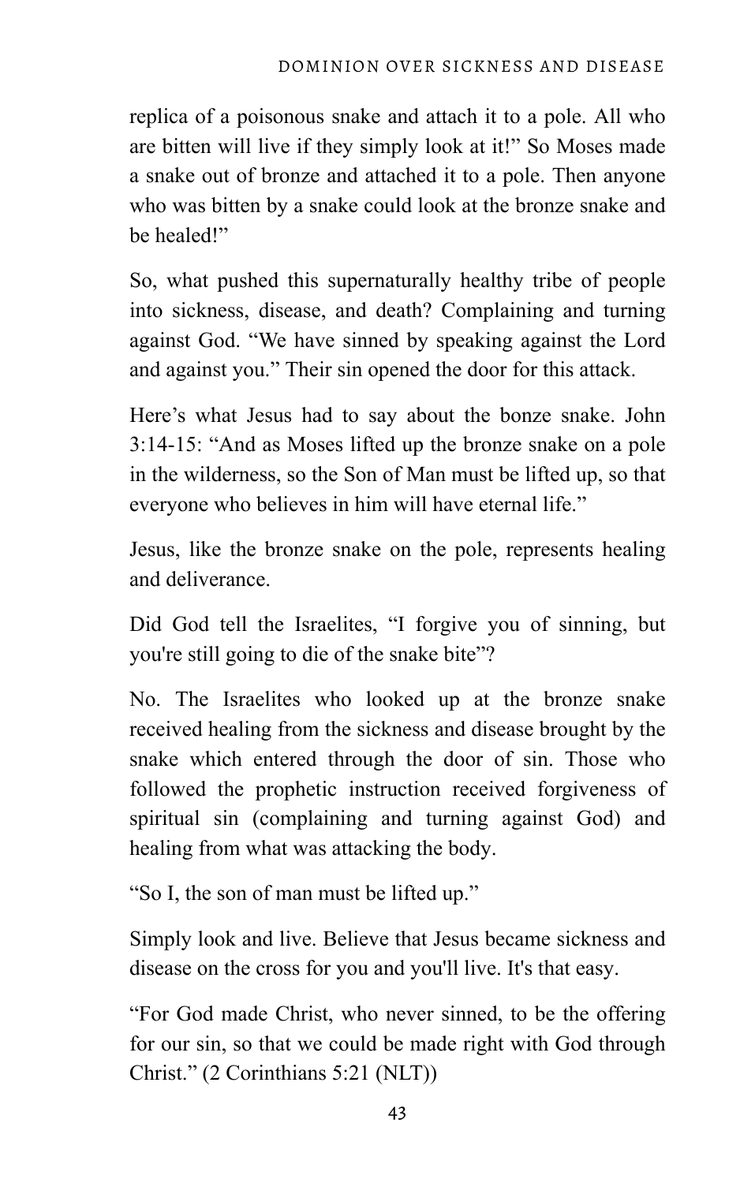replica of a poisonous snake and attach it to a pole. All who are bitten will live if they simply look at it!" So Moses made a snake out of bronze and attached it to a pole. Then anyone who was bitten by a snake could look at the bronze snake and be healed!"

So, what pushed this supernaturally healthy tribe of people into sickness, disease, and death? Complaining and turning against God. "We have sinned by speaking against the Lord and against you." Their sin opened the door for this attack.

Here's what Jesus had to say about the bonze snake. John 3:14-15: "And as Moses lifted up the bronze snake on a pole in the wilderness, so the Son of Man must be lifted up, so that everyone who believes in him will have eternal life."

Jesus, like the bronze snake on the pole, represents healing and deliverance.

Did God tell the Israelites, "I forgive you of sinning, but you're still going to die of the snake bite"?

No. The Israelites who looked up at the bronze snake received healing from the sickness and disease brought by the snake which entered through the door of sin. Those who followed the prophetic instruction received forgiveness of spiritual sin (complaining and turning against God) and healing from what was attacking the body.

"So I, the son of man must be lifted up."

Simply look and live. Believe that Jesus became sickness and disease on the cross for you and you'll live. It's that easy.

"For God made Christ, who never sinned, to be the offering for our sin, so that we could be made right with God through Christ." (2 Corinthians 5:21 (NLT))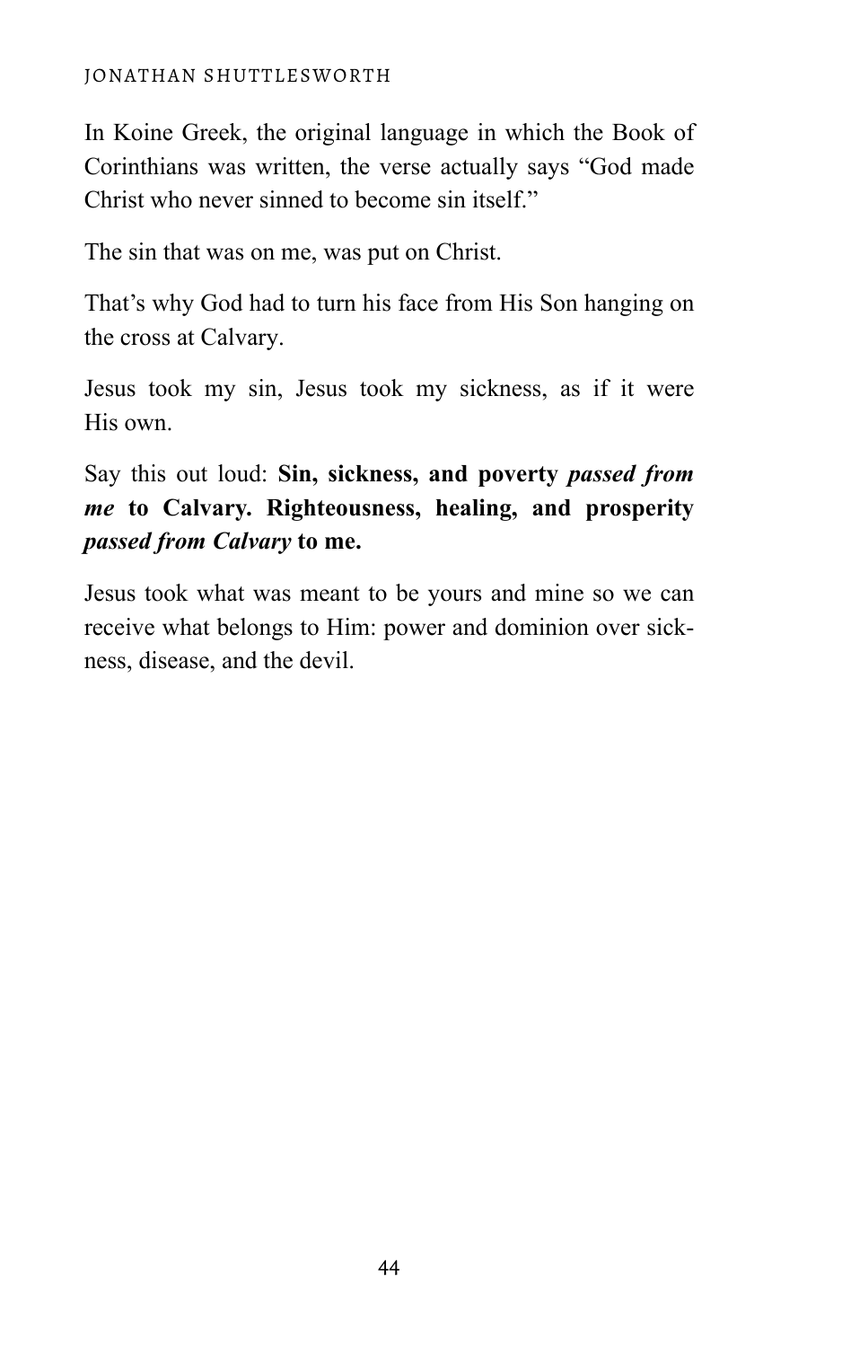In Koine Greek, the original language in which the Book of Corinthians was written, the verse actually says "God made Christ who never sinned to become sin itself."

The sin that was on me, was put on Christ.

That's why God had to turn his face from His Son hanging on the cross at Calvary.

Jesus took my sin, Jesus took my sickness, as if it were His own.

Say this out loud: **Sin, sickness, and poverty *passed from me* to Calvary. Righteousness, healing, and prosperity *passed from Calvary* to me.**

Jesus took what was meant to be yours and mine so we can receive what belongs to Him: power and dominion over sickness, disease, and the devil.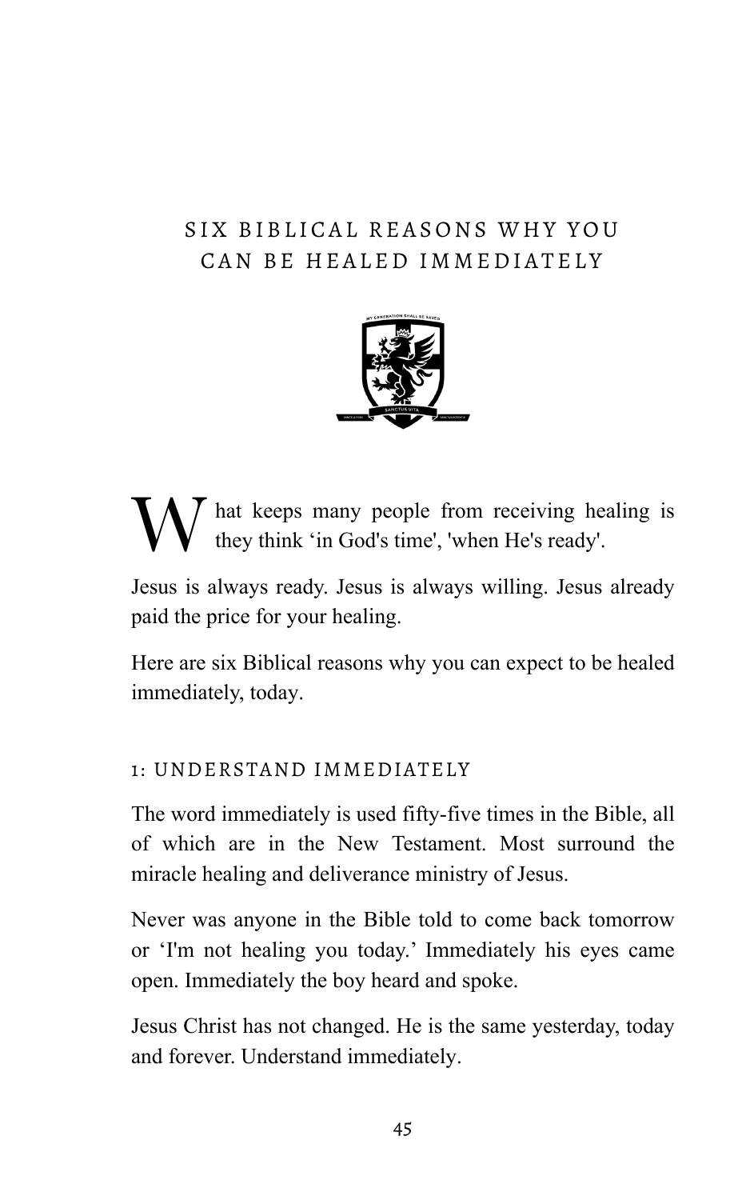# SIX BIBLICAL REASONS WHY YOU CAN BE HEALED IMMEDIATELY

What keeps many people from receiving healing is they think 'in God's time', 'when He's ready'.

Jesus is always ready. Jesus is always willing. Jesus already paid the price for your healing.

Here are six Biblical reasons why you can expect to be healed immediately, today.

## 1: UNDERSTAND IMMEDIATELY

The word immediately is used fifty-five times in the Bible, all of which are in the New Testament. Most surround the miracle healing and deliverance ministry of Jesus.

Never was anyone in the Bible told to come back tomorrow or 'I'm not healing you today.' Immediately his eyes came open. Immediately the boy heard and spoke.

Jesus Christ has not changed. He is the same yesterday, today and forever. Understand immediately.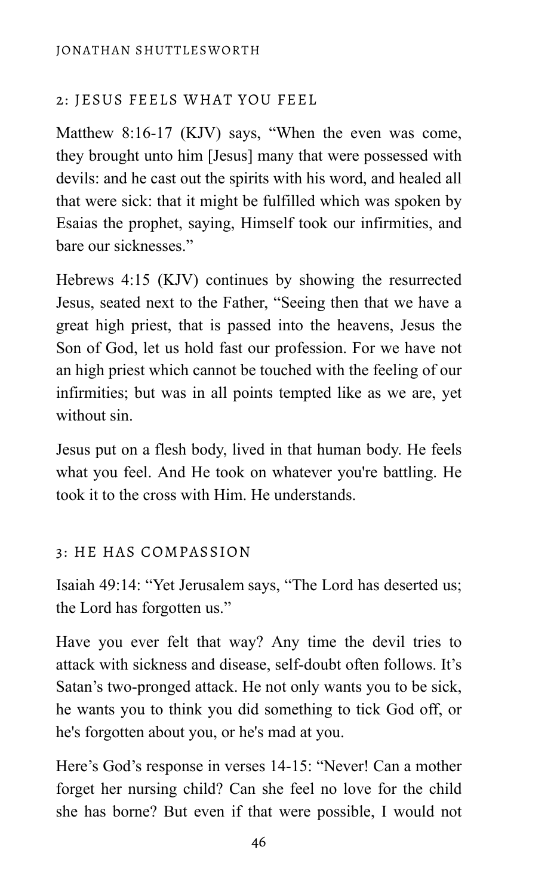## 2: JESUS FEELS WHAT YOU FEEL

Matthew 8:16-17 (KJV) says, “When the even was come, they brought unto him [Jesus] many that were possessed with devils: and he cast out the spirits with his word, and healed all that were sick: that it might be fulfilled which was spoken by Esaias the prophet, saying, Himself took our infirmities, and bare our sicknesses.”

Hebrews 4:15 (KJV) continues by showing the resurrected Jesus, seated next to the Father, “Seeing then that we have a great high priest, that is passed into the heavens, Jesus the Son of God, let us hold fast our profession. For we have not an high priest which cannot be touched with the feeling of our infirmities; but was in all points tempted like as we are, yet without sin.

Jesus put on a flesh body, lived in that human body. He feels what you feel. And He took on whatever you're battling. He took it to the cross with Him. He understands.

## 3: HE HAS COMPASSION

Isaiah 49:14: “Yet Jerusalem says, “The Lord has deserted us; the Lord has forgotten us.”

Have you ever felt that way? Any time the devil tries to attack with sickness and disease, self-doubt often follows. It’s Satan’s two-pronged attack. He not only wants you to be sick, he wants you to think you did something to tick God off, or he's forgotten about you, or he's mad at you.

Here’s God’s response in verses 14-15: “Never! Can a mother forget her nursing child? Can she feel no love for the child she has borne? But even if that were possible, I would not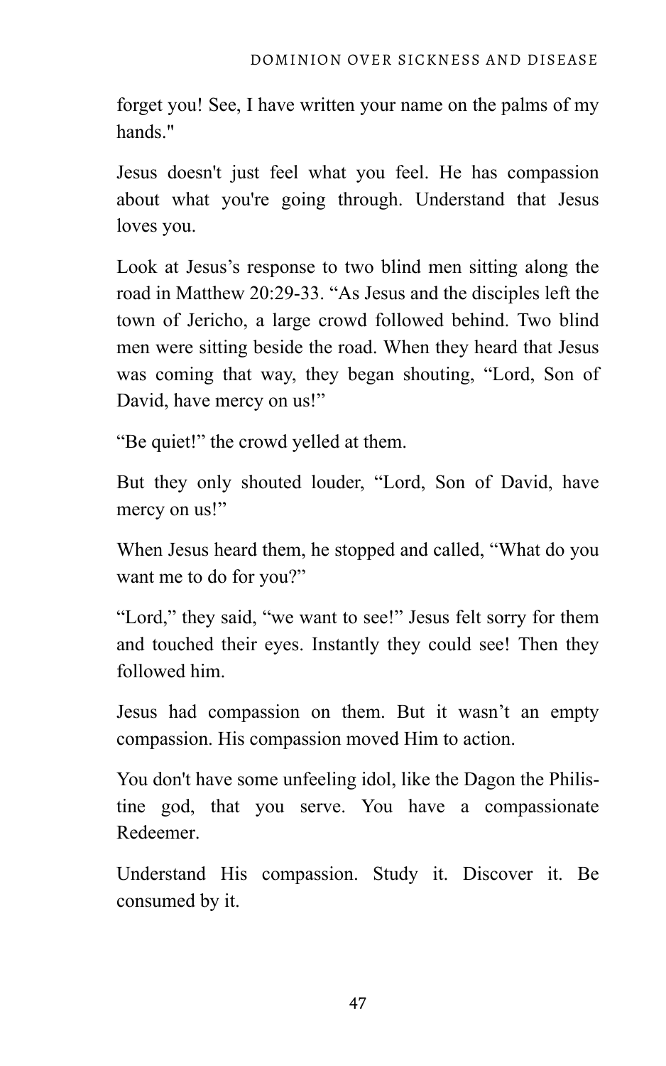forget you! See, I have written your name on the palms of my hands."

Jesus doesn't just feel what you feel. He has compassion about what you're going through. Understand that Jesus loves you.

Look at Jesus's response to two blind men sitting along the road in Matthew 20:29-33. "As Jesus and the disciples left the town of Jericho, a large crowd followed behind. Two blind men were sitting beside the road. When they heard that Jesus was coming that way, they began shouting, "Lord, Son of David, have mercy on us!"

"Be quiet!" the crowd yelled at them.

But they only shouted louder, "Lord, Son of David, have mercy on us!"

When Jesus heard them, he stopped and called, "What do you want me to do for you?"

"Lord," they said, "we want to see!" Jesus felt sorry for them and touched their eyes. Instantly they could see! Then they followed him.

Jesus had compassion on them. But it wasn't an empty compassion. His compassion moved Him to action.

You don't have some unfeeling idol, like the Dagon the Philistine god, that you serve. You have a compassionate Redeemer.

Understand His compassion. Study it. Discover it. Be consumed by it.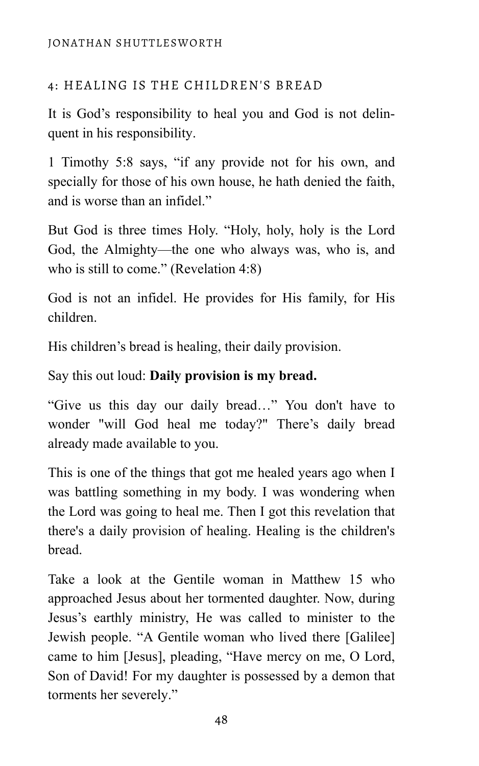## 4: HEALING IS THE CHILDREN'S BREAD

It is God's responsibility to heal you and God is not delinquent in his responsibility.

1 Timothy 5:8 says, "if any provide not for his own, and specially for those of his own house, he hath denied the faith, and is worse than an infidel."

But God is three times Holy. "Holy, holy, holy is the Lord God, the Almighty—the one who always was, who is, and who is still to come." (Revelation 4:8)

God is not an infidel. He provides for His family, for His children.

His children's bread is healing, their daily provision.

Say this out loud: **Daily provision is my bread.**

"Give us this day our daily bread…" You don't have to wonder "will God heal me today?" There's daily bread already made available to you.

This is one of the things that got me healed years ago when I was battling something in my body. I was wondering when the Lord was going to heal me. Then I got this revelation that there's a daily provision of healing. Healing is the children's bread.

Take a look at the Gentile woman in Matthew 15 who approached Jesus about her tormented daughter. Now, during Jesus's earthly ministry, He was called to minister to the Jewish people. "A Gentile woman who lived there [Galilee] came to him [Jesus], pleading, "Have mercy on me, O Lord, Son of David! For my daughter is possessed by a demon that torments her severely."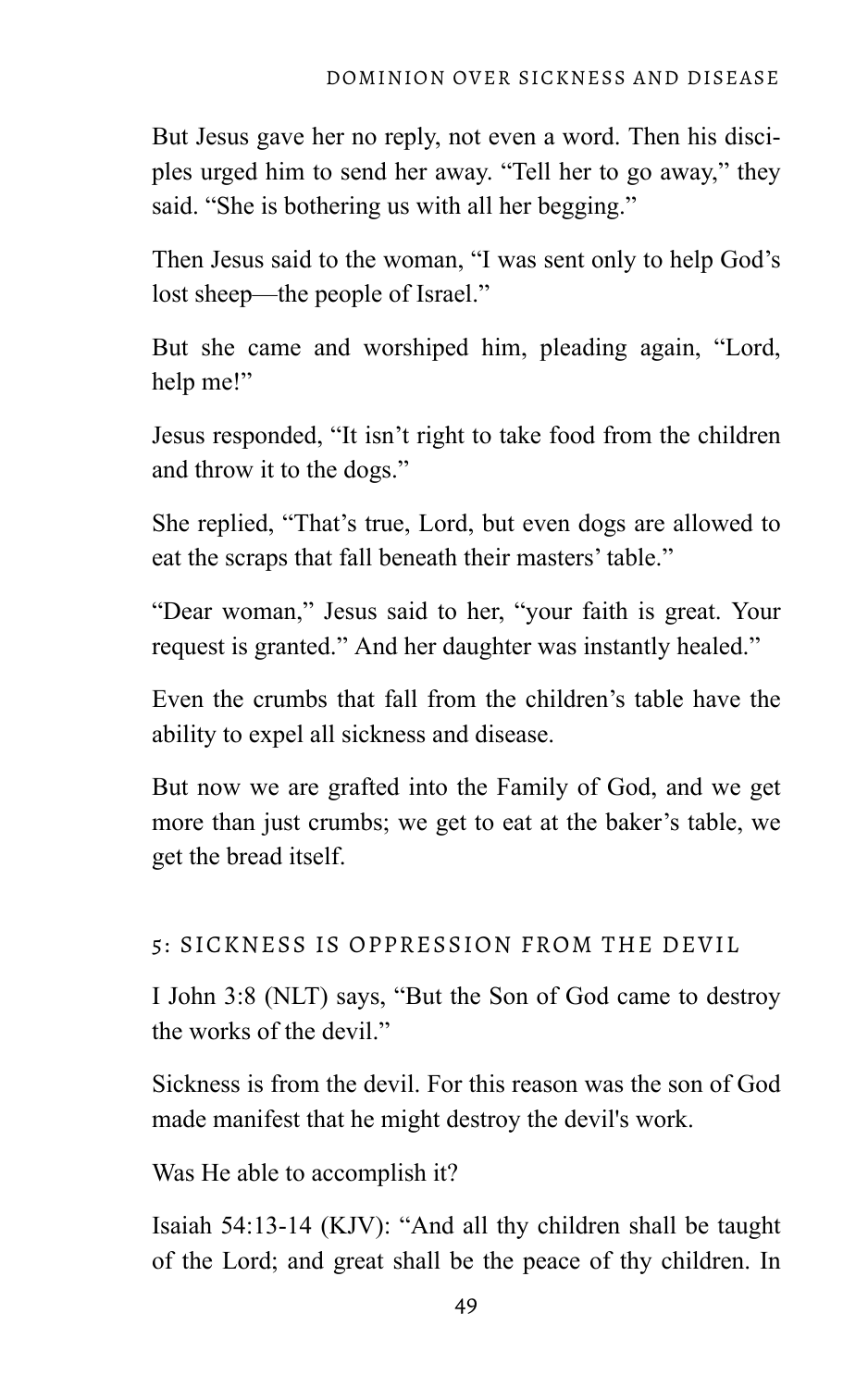But Jesus gave her no reply, not even a word. Then his disciples urged him to send her away. "Tell her to go away," they said. "She is bothering us with all her begging."

Then Jesus said to the woman, "I was sent only to help God's lost sheep—the people of Israel."

But she came and worshiped him, pleading again, "Lord, help me!"

Jesus responded, "It isn't right to take food from the children and throw it to the dogs."

She replied, "That's true, Lord, but even dogs are allowed to eat the scraps that fall beneath their masters' table."

"Dear woman," Jesus said to her, "your faith is great. Your request is granted." And her daughter was instantly healed."

Even the crumbs that fall from the children's table have the ability to expel all sickness and disease.

But now we are grafted into the Family of God, and we get more than just crumbs; we get to eat at the baker's table, we get the bread itself.

## 5: SICKNESS IS OPPRESSION FROM THE DEVIL

I John 3:8 (NLT) says, "But the Son of God came to destroy the works of the devil."

Sickness is from the devil. For this reason was the son of God made manifest that he might destroy the devil's work.

Was He able to accomplish it?

Isaiah 54:13-14 (KJV): "And all thy children shall be taught of the Lord; and great shall be the peace of thy children. In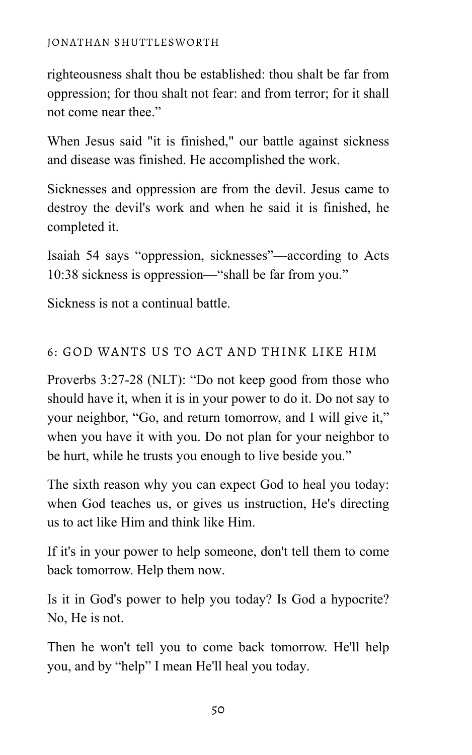righteousness shalt thou be established: thou shalt be far from oppression; for thou shalt not fear: and from terror; for it shall not come near thee."

When Jesus said "it is finished," our battle against sickness and disease was finished. He accomplished the work.

Sicknesses and oppression are from the devil. Jesus came to destroy the devil's work and when he said it is finished, he completed it.

Isaiah 54 says "oppression, sicknesses"—according to Acts 10:38 sickness is oppression—"shall be far from you."

Sickness is not a continual battle.

## 6: GOD WANTS US TO ACT AND THINK LIKE HIM

Proverbs 3:27-28 (NLT): "Do not keep good from those who should have it, when it is in your power to do it. Do not say to your neighbor, "Go, and return tomorrow, and I will give it," when you have it with you. Do not plan for your neighbor to be hurt, while he trusts you enough to live beside you."

The sixth reason why you can expect God to heal you today: when God teaches us, or gives us instruction, He's directing us to act like Him and think like Him.

If it's in your power to help someone, don't tell them to come back tomorrow. Help them now.

Is it in God's power to help you today? Is God a hypocrite? No, He is not.

Then he won't tell you to come back tomorrow. He'll help you, and by "help" I mean He'll heal you today.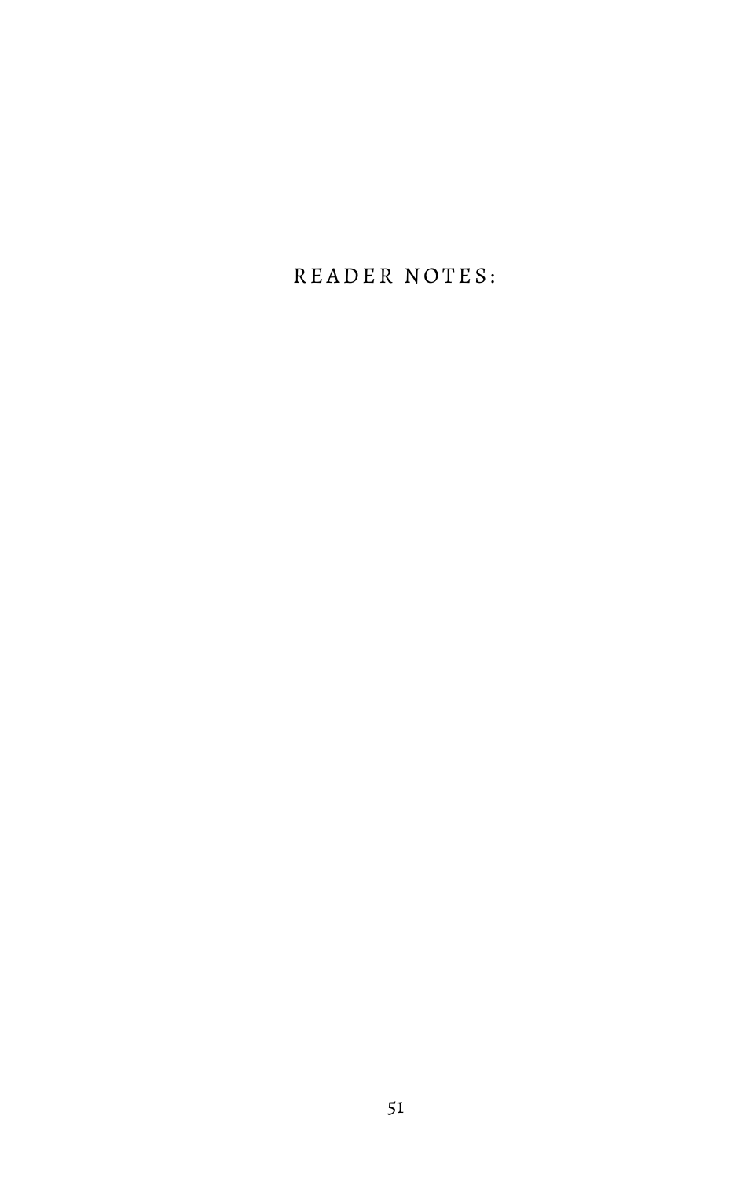READER NOTES: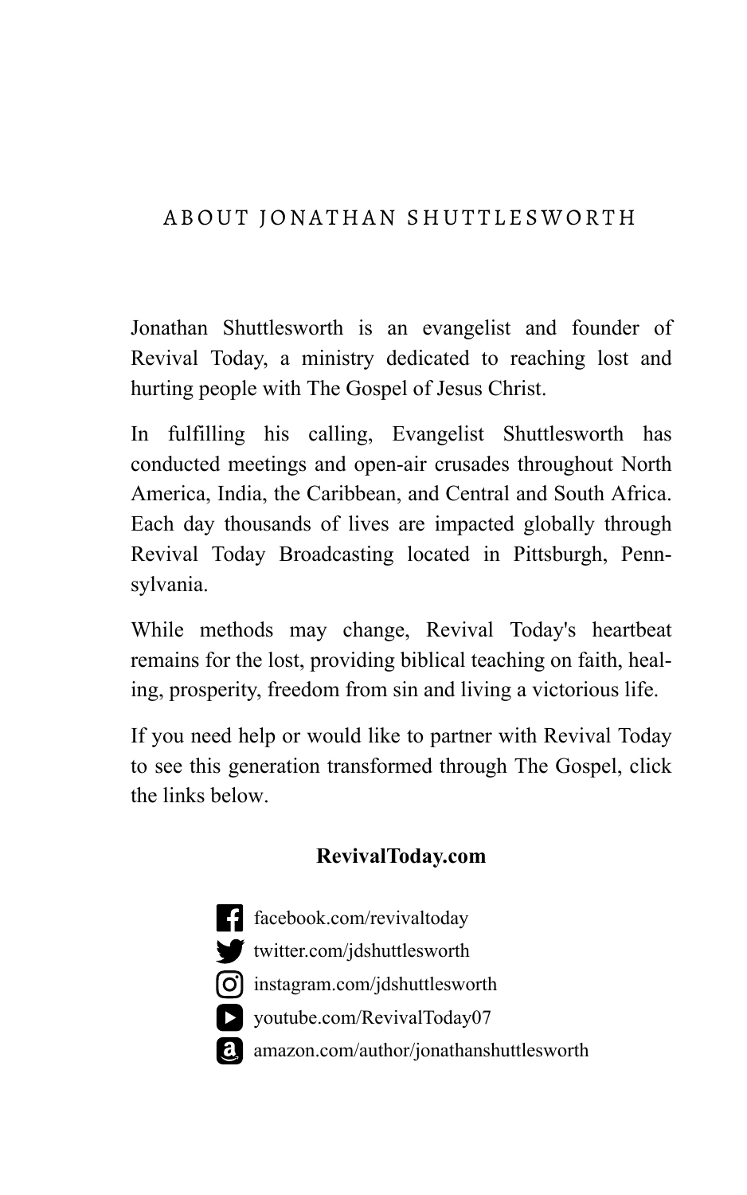## ABOUT JONATHAN SHUTTLESWORTH

Jonathan Shuttlesworth is an evangelist and founder of Revival Today, a ministry dedicated to reaching lost and hurting people with The Gospel of Jesus Christ.

In fulfilling his calling, Evangelist Shuttlesworth has conducted meetings and open-air crusades throughout North America, India, the Caribbean, and Central and South Africa. Each day thousands of lives are impacted globally through Revival Today Broadcasting located in Pittsburgh, Pennsylvania.

While methods may change, Revival Today's heartbeat remains for the lost, providing biblical teaching on faith, healing, prosperity, freedom from sin and living a victorious life.

If you need help or would like to partner with Revival Today to see this generation transformed through The Gospel, click the links below.

**RevivalToday.com**

- facebook.com/revivaltoday
- twitter.com/jdshuttlesworth
- instagram.com/jdshuttlesworth
- youtube.com/RevivalToday07
- amazon.com/author/jonathanshuttlesworth